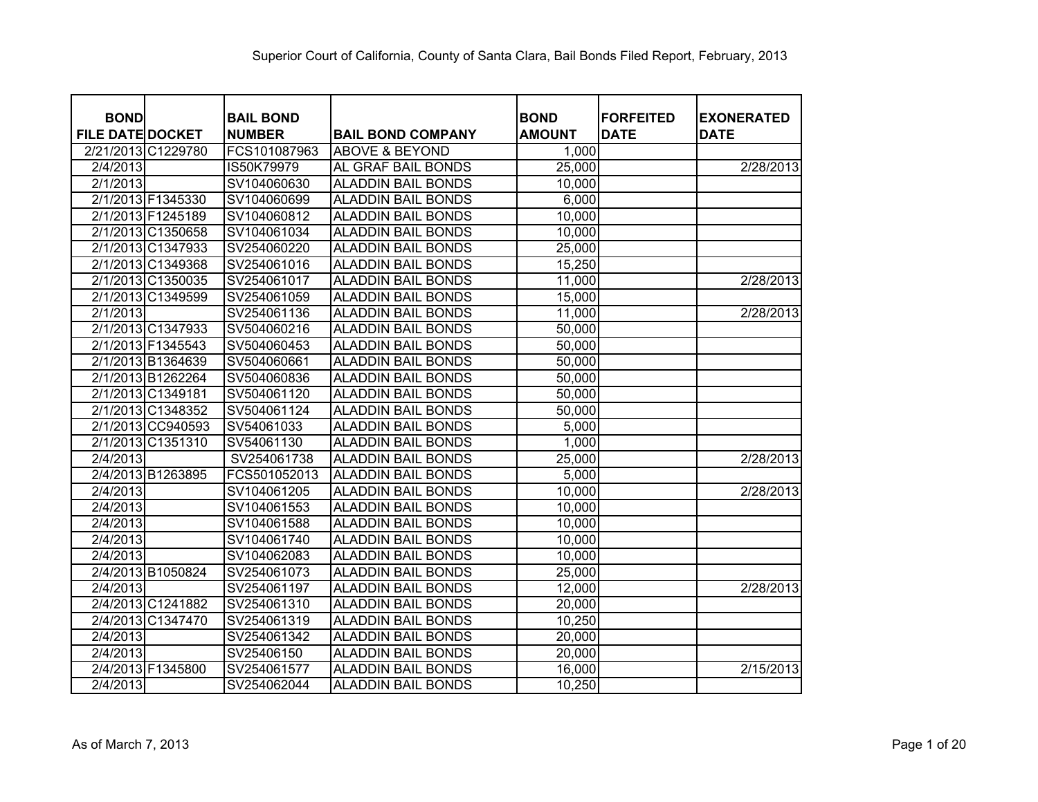# Superior Court of California, County of Santa Clara, Bail Bonds Filed Report, February, 2013

| BOND FILE DATE | DOCKET | BAIL BOND NUMBER | BAIL BOND COMPANY | BOND AMOUNT | FORFEITED DATE | EXONERATED DATE |
|---|---|---|---|---|---|---|
| 2/21/2013 | C1229780 | FCS101087963 | ABOVE & BEYOND | 1,000 | | |
| 2/4/2013 | | IS50K79979 | AL GRAF BAIL BONDS | 25,000 | | 2/28/2013 |
| 2/1/2013 | | SV104060630 | ALADDIN BAIL BONDS | 10,000 | | |
| 2/1/2013 | F1345330 | SV104060699 | ALADDIN BAIL BONDS | 6,000 | | |
| 2/1/2013 | F1245189 | SV104060812 | ALADDIN BAIL BONDS | 10,000 | | |
| 2/1/2013 | C1350658 | SV104061034 | ALADDIN BAIL BONDS | 10,000 | | |
| 2/1/2013 | C1347933 | SV254060220 | ALADDIN BAIL BONDS | 25,000 | | |
| 2/1/2013 | C1349368 | SV254061016 | ALADDIN BAIL BONDS | 15,250 | | |
| 2/1/2013 | C1350035 | SV254061017 | ALADDIN BAIL BONDS | 11,000 | | 2/28/2013 |
| 2/1/2013 | C1349599 | SV254061059 | ALADDIN BAIL BONDS | 15,000 | | |
| 2/1/2013 | | SV254061136 | ALADDIN BAIL BONDS | 11,000 | | 2/28/2013 |
| 2/1/2013 | C1347933 | SV504060216 | ALADDIN BAIL BONDS | 50,000 | | |
| 2/1/2013 | F1345543 | SV504060453 | ALADDIN BAIL BONDS | 50,000 | | |
| 2/1/2013 | B1364639 | SV504060661 | ALADDIN BAIL BONDS | 50,000 | | |
| 2/1/2013 | B1262264 | SV504060836 | ALADDIN BAIL BONDS | 50,000 | | |
| 2/1/2013 | C1349181 | SV504061120 | ALADDIN BAIL BONDS | 50,000 | | |
| 2/1/2013 | C1348352 | SV504061124 | ALADDIN BAIL BONDS | 50,000 | | |
| 2/1/2013 | CC940593 | SV54061033 | ALADDIN BAIL BONDS | 5,000 | | |
| 2/1/2013 | C1351310 | SV54061130 | ALADDIN BAIL BONDS | 1,000 | | |
| 2/4/2013 | | SV254061738 | ALADDIN BAIL BONDS | 25,000 | | 2/28/2013 |
| 2/4/2013 | B1263895 | FCS501052013 | ALADDIN BAIL BONDS | 5,000 | | |
| 2/4/2013 | | SV104061205 | ALADDIN BAIL BONDS | 10,000 | | 2/28/2013 |
| 2/4/2013 | | SV104061553 | ALADDIN BAIL BONDS | 10,000 | | |
| 2/4/2013 | | SV104061588 | ALADDIN BAIL BONDS | 10,000 | | |
| 2/4/2013 | | SV104061740 | ALADDIN BAIL BONDS | 10,000 | | |
| 2/4/2013 | | SV104062083 | ALADDIN BAIL BONDS | 10,000 | | |
| 2/4/2013 | B1050824 | SV254061073 | ALADDIN BAIL BONDS | 25,000 | | |
| 2/4/2013 | | SV254061197 | ALADDIN BAIL BONDS | 12,000 | | 2/28/2013 |
| 2/4/2013 | C1241882 | SV254061310 | ALADDIN BAIL BONDS | 20,000 | | |
| 2/4/2013 | C1347470 | SV254061319 | ALADDIN BAIL BONDS | 10,250 | | |
| 2/4/2013 | | SV254061342 | ALADDIN BAIL BONDS | 20,000 | | |
| 2/4/2013 | | SV25406150 | ALADDIN BAIL BONDS | 20,000 | | |
| 2/4/2013 | F1345800 | SV254061577 | ALADDIN BAIL BONDS | 16,000 | | 2/15/2013 |
| 2/4/2013 | | SV254062044 | ALADDIN BAIL BONDS | 10,250 | | |

As of March 7, 2013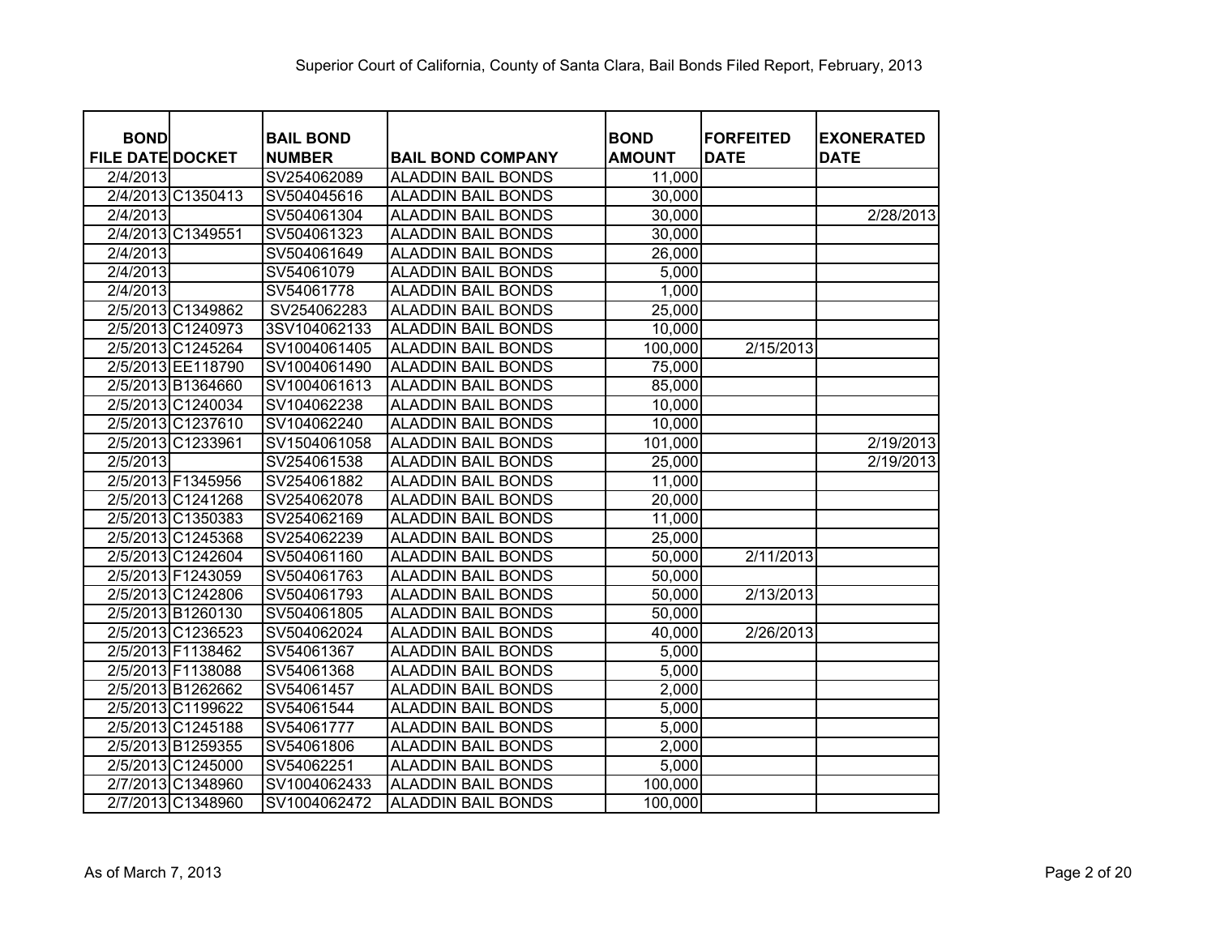Superior Court of California, County of Santa Clara, Bail Bonds Filed Report, February, 2013

| BOND FILE DATE | DOCKET | BAIL BOND NUMBER | BAIL BOND COMPANY | BOND AMOUNT | FORFEITED DATE | EXONERATED DATE |
|---|---|---|---|---|---|---|
| 2/4/2013 | | SV254062089 | ALADDIN BAIL BONDS | 11,000 | | |
| 2/4/2013 | C1350413 | SV504045616 | ALADDIN BAIL BONDS | 30,000 | | |
| 2/4/2013 | | SV504061304 | ALADDIN BAIL BONDS | 30,000 | | 2/28/2013 |
| 2/4/2013 | C1349551 | SV504061323 | ALADDIN BAIL BONDS | 30,000 | | |
| 2/4/2013 | | SV504061649 | ALADDIN BAIL BONDS | 26,000 | | |
| 2/4/2013 | | SV54061079 | ALADDIN BAIL BONDS | 5,000 | | |
| 2/4/2013 | | SV54061778 | ALADDIN BAIL BONDS | 1,000 | | |
| 2/5/2013 | C1349862 | SV254062283 | ALADDIN BAIL BONDS | 25,000 | | |
| 2/5/2013 | C1240973 | 3SV104062133 | ALADDIN BAIL BONDS | 10,000 | | |
| 2/5/2013 | C1245264 | SV1004061405 | ALADDIN BAIL BONDS | 100,000 | 2/15/2013 | |
| 2/5/2013 | EE118790 | SV1004061490 | ALADDIN BAIL BONDS | 75,000 | | |
| 2/5/2013 | B1364660 | SV1004061613 | ALADDIN BAIL BONDS | 85,000 | | |
| 2/5/2013 | C1240034 | SV104062238 | ALADDIN BAIL BONDS | 10,000 | | |
| 2/5/2013 | C1237610 | SV104062240 | ALADDIN BAIL BONDS | 10,000 | | |
| 2/5/2013 | C1233961 | SV1504061058 | ALADDIN BAIL BONDS | 101,000 | | 2/19/2013 |
| 2/5/2013 | | SV254061538 | ALADDIN BAIL BONDS | 25,000 | | 2/19/2013 |
| 2/5/2013 | F1345956 | SV254061882 | ALADDIN BAIL BONDS | 11,000 | | |
| 2/5/2013 | C1241268 | SV254062078 | ALADDIN BAIL BONDS | 20,000 | | |
| 2/5/2013 | C1350383 | SV254062169 | ALADDIN BAIL BONDS | 11,000 | | |
| 2/5/2013 | C1245368 | SV254062239 | ALADDIN BAIL BONDS | 25,000 | | |
| 2/5/2013 | C1242604 | SV504061160 | ALADDIN BAIL BONDS | 50,000 | 2/11/2013 | |
| 2/5/2013 | F1243059 | SV504061763 | ALADDIN BAIL BONDS | 50,000 | | |
| 2/5/2013 | C1242806 | SV504061793 | ALADDIN BAIL BONDS | 50,000 | 2/13/2013 | |
| 2/5/2013 | B1260130 | SV504061805 | ALADDIN BAIL BONDS | 50,000 | | |
| 2/5/2013 | C1236523 | SV504062024 | ALADDIN BAIL BONDS | 40,000 | 2/26/2013 | |
| 2/5/2013 | F1138462 | SV54061367 | ALADDIN BAIL BONDS | 5,000 | | |
| 2/5/2013 | F1138088 | SV54061368 | ALADDIN BAIL BONDS | 5,000 | | |
| 2/5/2013 | B1262662 | SV54061457 | ALADDIN BAIL BONDS | 2,000 | | |
| 2/5/2013 | C1199622 | SV54061544 | ALADDIN BAIL BONDS | 5,000 | | |
| 2/5/2013 | C1245188 | SV54061777 | ALADDIN BAIL BONDS | 5,000 | | |
| 2/5/2013 | B1259355 | SV54061806 | ALADDIN BAIL BONDS | 2,000 | | |
| 2/5/2013 | C1245000 | SV54062251 | ALADDIN BAIL BONDS | 5,000 | | |
| 2/7/2013 | C1348960 | SV1004062433 | ALADDIN BAIL BONDS | 100,000 | | |
| 2/7/2013 | C1348960 | SV1004062472 | ALADDIN BAIL BONDS | 100,000 | | |

As of March 7, 2013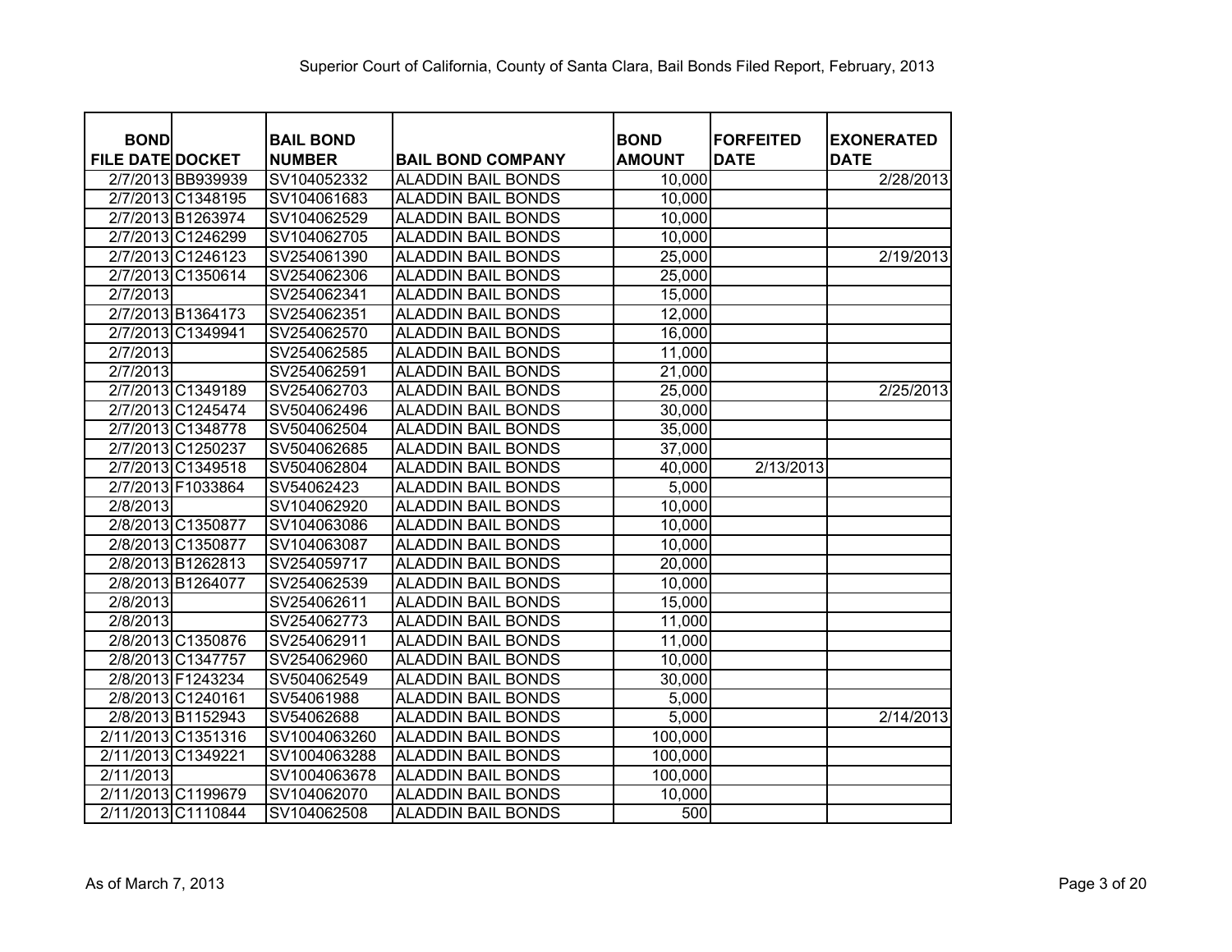Superior Court of California, County of Santa Clara, Bail Bonds Filed Report, February, 2013

| BOND FILE DATE | DOCKET | BAIL BOND NUMBER | BAIL BOND COMPANY | BOND AMOUNT | FORFEITED DATE | EXONERATED DATE |
|---|---|---|---|---|---|---|
| 2/7/2013 | BB939939 | SV104052332 | ALADDIN BAIL BONDS | 10,000 | | 2/28/2013 |
| 2/7/2013 | C1348195 | SV104061683 | ALADDIN BAIL BONDS | 10,000 | | |
| 2/7/2013 | B1263974 | SV104062529 | ALADDIN BAIL BONDS | 10,000 | | |
| 2/7/2013 | C1246299 | SV104062705 | ALADDIN BAIL BONDS | 10,000 | | |
| 2/7/2013 | C1246123 | SV254061390 | ALADDIN BAIL BONDS | 25,000 | | 2/19/2013 |
| 2/7/2013 | C1350614 | SV254062306 | ALADDIN BAIL BONDS | 25,000 | | |
| 2/7/2013 | | SV254062341 | ALADDIN BAIL BONDS | 15,000 | | |
| 2/7/2013 | B1364173 | SV254062351 | ALADDIN BAIL BONDS | 12,000 | | |
| 2/7/2013 | C1349941 | SV254062570 | ALADDIN BAIL BONDS | 16,000 | | |
| 2/7/2013 | | SV254062585 | ALADDIN BAIL BONDS | 11,000 | | |
| 2/7/2013 | | SV254062591 | ALADDIN BAIL BONDS | 21,000 | | |
| 2/7/2013 | C1349189 | SV254062703 | ALADDIN BAIL BONDS | 25,000 | | 2/25/2013 |
| 2/7/2013 | C1245474 | SV504062496 | ALADDIN BAIL BONDS | 30,000 | | |
| 2/7/2013 | C1348778 | SV504062504 | ALADDIN BAIL BONDS | 35,000 | | |
| 2/7/2013 | C1250237 | SV504062685 | ALADDIN BAIL BONDS | 37,000 | | |
| 2/7/2013 | C1349518 | SV504062804 | ALADDIN BAIL BONDS | 40,000 | 2/13/2013 | |
| 2/7/2013 | F1033864 | SV54062423 | ALADDIN BAIL BONDS | 5,000 | | |
| 2/8/2013 | | SV104062920 | ALADDIN BAIL BONDS | 10,000 | | |
| 2/8/2013 | C1350877 | SV104063086 | ALADDIN BAIL BONDS | 10,000 | | |
| 2/8/2013 | C1350877 | SV104063087 | ALADDIN BAIL BONDS | 10,000 | | |
| 2/8/2013 | B1262813 | SV254059717 | ALADDIN BAIL BONDS | 20,000 | | |
| 2/8/2013 | B1264077 | SV254062539 | ALADDIN BAIL BONDS | 10,000 | | |
| 2/8/2013 | | SV254062611 | ALADDIN BAIL BONDS | 15,000 | | |
| 2/8/2013 | | SV254062773 | ALADDIN BAIL BONDS | 11,000 | | |
| 2/8/2013 | C1350876 | SV254062911 | ALADDIN BAIL BONDS | 11,000 | | |
| 2/8/2013 | C1347757 | SV254062960 | ALADDIN BAIL BONDS | 10,000 | | |
| 2/8/2013 | F1243234 | SV504062549 | ALADDIN BAIL BONDS | 30,000 | | |
| 2/8/2013 | C1240161 | SV54061988 | ALADDIN BAIL BONDS | 5,000 | | |
| 2/8/2013 | B1152943 | SV54062688 | ALADDIN BAIL BONDS | 5,000 | | 2/14/2013 |
| 2/11/2013 | C1351316 | SV1004063260 | ALADDIN BAIL BONDS | 100,000 | | |
| 2/11/2013 | C1349221 | SV1004063288 | ALADDIN BAIL BONDS | 100,000 | | |
| 2/11/2013 | | SV1004063678 | ALADDIN BAIL BONDS | 100,000 | | |
| 2/11/2013 | C1199679 | SV104062070 | ALADDIN BAIL BONDS | 10,000 | | |
| 2/11/2013 | C1110844 | SV104062508 | ALADDIN BAIL BONDS | 500 | | |

As of March 7, 2013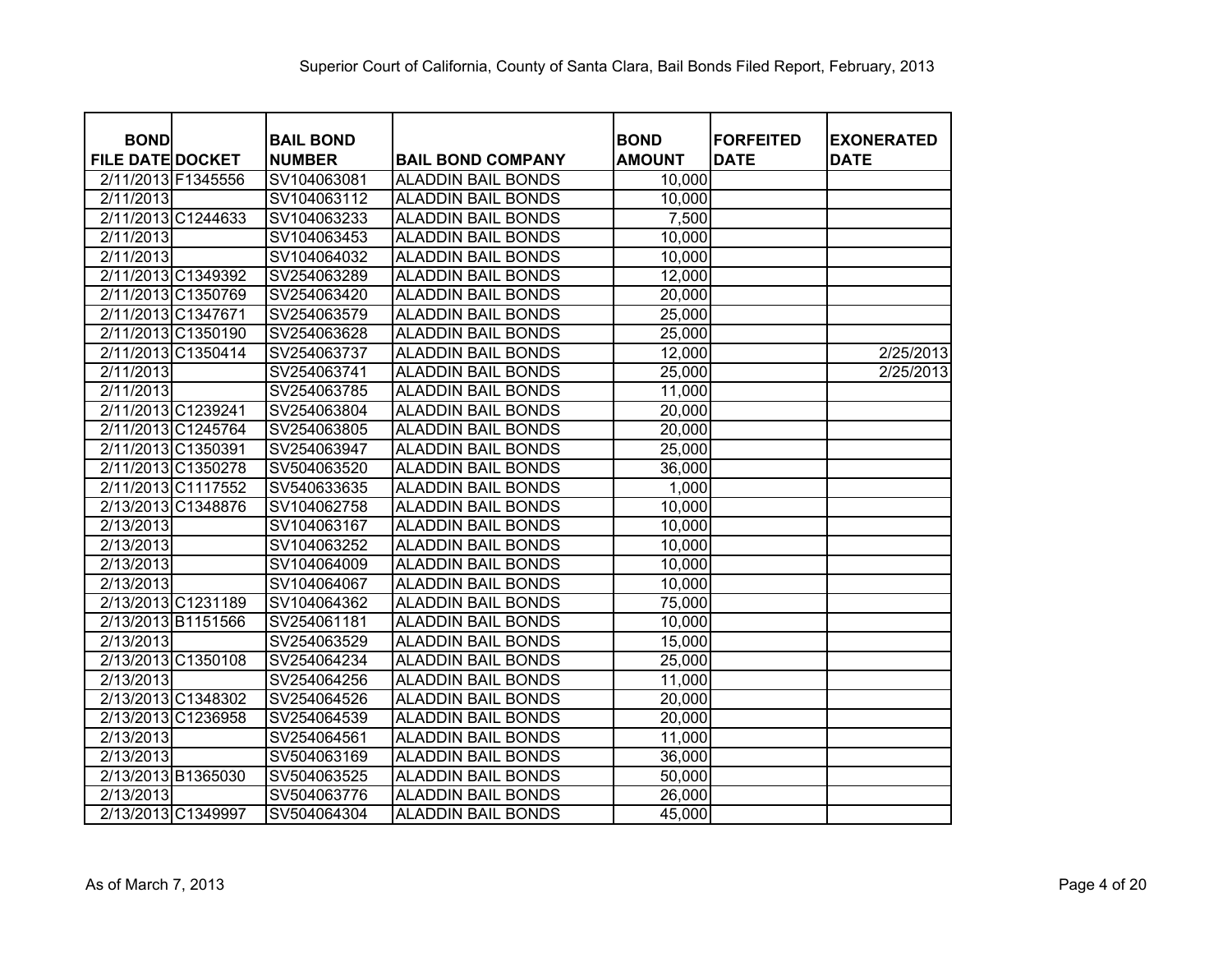Superior Court of California, County of Santa Clara, Bail Bonds Filed Report, February, 2013

| BOND FILE DATE | DOCKET | BAIL BOND NUMBER | BAIL BOND COMPANY | BOND AMOUNT | FORFEITED DATE | EXONERATED DATE |
|---|---|---|---|---|---|---|
| 2/11/2013 | F1345556 | SV104063081 | ALADDIN BAIL BONDS | 10,000 | | |
| 2/11/2013 | | SV104063112 | ALADDIN BAIL BONDS | 10,000 | | |
| 2/11/2013 | C1244633 | SV104063233 | ALADDIN BAIL BONDS | 7,500 | | |
| 2/11/2013 | | SV104063453 | ALADDIN BAIL BONDS | 10,000 | | |
| 2/11/2013 | | SV104064032 | ALADDIN BAIL BONDS | 10,000 | | |
| 2/11/2013 | C1349392 | SV254063289 | ALADDIN BAIL BONDS | 12,000 | | |
| 2/11/2013 | C1350769 | SV254063420 | ALADDIN BAIL BONDS | 20,000 | | |
| 2/11/2013 | C1347671 | SV254063579 | ALADDIN BAIL BONDS | 25,000 | | |
| 2/11/2013 | C1350190 | SV254063628 | ALADDIN BAIL BONDS | 25,000 | | |
| 2/11/2013 | C1350414 | SV254063737 | ALADDIN BAIL BONDS | 12,000 | | 2/25/2013 |
| 2/11/2013 | | SV254063741 | ALADDIN BAIL BONDS | 25,000 | | 2/25/2013 |
| 2/11/2013 | | SV254063785 | ALADDIN BAIL BONDS | 11,000 | | |
| 2/11/2013 | C1239241 | SV254063804 | ALADDIN BAIL BONDS | 20,000 | | |
| 2/11/2013 | C1245764 | SV254063805 | ALADDIN BAIL BONDS | 20,000 | | |
| 2/11/2013 | C1350391 | SV254063947 | ALADDIN BAIL BONDS | 25,000 | | |
| 2/11/2013 | C1350278 | SV504063520 | ALADDIN BAIL BONDS | 36,000 | | |
| 2/11/2013 | C1117552 | SV540633635 | ALADDIN BAIL BONDS | 1,000 | | |
| 2/13/2013 | C1348876 | SV104062758 | ALADDIN BAIL BONDS | 10,000 | | |
| 2/13/2013 | | SV104063167 | ALADDIN BAIL BONDS | 10,000 | | |
| 2/13/2013 | | SV104063252 | ALADDIN BAIL BONDS | 10,000 | | |
| 2/13/2013 | | SV104064009 | ALADDIN BAIL BONDS | 10,000 | | |
| 2/13/2013 | | SV104064067 | ALADDIN BAIL BONDS | 10,000 | | |
| 2/13/2013 | C1231189 | SV104064362 | ALADDIN BAIL BONDS | 75,000 | | |
| 2/13/2013 | B1151566 | SV254061181 | ALADDIN BAIL BONDS | 10,000 | | |
| 2/13/2013 | | SV254063529 | ALADDIN BAIL BONDS | 15,000 | | |
| 2/13/2013 | C1350108 | SV254064234 | ALADDIN BAIL BONDS | 25,000 | | |
| 2/13/2013 | | SV254064256 | ALADDIN BAIL BONDS | 11,000 | | |
| 2/13/2013 | C1348302 | SV254064526 | ALADDIN BAIL BONDS | 20,000 | | |
| 2/13/2013 | C1236958 | SV254064539 | ALADDIN BAIL BONDS | 20,000 | | |
| 2/13/2013 | | SV254064561 | ALADDIN BAIL BONDS | 11,000 | | |
| 2/13/2013 | | SV504063169 | ALADDIN BAIL BONDS | 36,000 | | |
| 2/13/2013 | B1365030 | SV504063525 | ALADDIN BAIL BONDS | 50,000 | | |
| 2/13/2013 | | SV504063776 | ALADDIN BAIL BONDS | 26,000 | | |
| 2/13/2013 | C1349997 | SV504064304 | ALADDIN BAIL BONDS | 45,000 | | |

As of March 7, 2013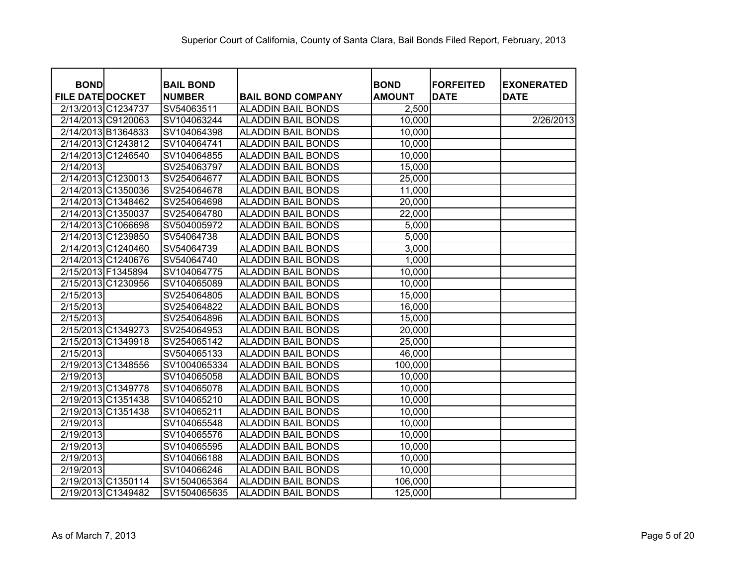Superior Court of California, County of Santa Clara, Bail Bonds Filed Report, February, 2013

| BOND FILE DATE | DOCKET | BAIL BOND NUMBER | BAIL BOND COMPANY | BOND AMOUNT | FORFEITED DATE | EXONERATED DATE |
|---|---|---|---|---|---|---|
| 2/13/2013 | C1234737 | SV54063511 | ALADDIN BAIL BONDS | 2,500 | | |
| 2/14/2013 | C9120063 | SV104063244 | ALADDIN BAIL BONDS | 10,000 | | 2/26/2013 |
| 2/14/2013 | B1364833 | SV104064398 | ALADDIN BAIL BONDS | 10,000 | | |
| 2/14/2013 | C1243812 | SV104064741 | ALADDIN BAIL BONDS | 10,000 | | |
| 2/14/2013 | C1246540 | SV104064855 | ALADDIN BAIL BONDS | 10,000 | | |
| 2/14/2013 | | SV254063797 | ALADDIN BAIL BONDS | 15,000 | | |
| 2/14/2013 | C1230013 | SV254064677 | ALADDIN BAIL BONDS | 25,000 | | |
| 2/14/2013 | C1350036 | SV254064678 | ALADDIN BAIL BONDS | 11,000 | | |
| 2/14/2013 | C1348462 | SV254064698 | ALADDIN BAIL BONDS | 20,000 | | |
| 2/14/2013 | C1350037 | SV254064780 | ALADDIN BAIL BONDS | 22,000 | | |
| 2/14/2013 | C1066698 | SV504005972 | ALADDIN BAIL BONDS | 5,000 | | |
| 2/14/2013 | C1239850 | SV54064738 | ALADDIN BAIL BONDS | 5,000 | | |
| 2/14/2013 | C1240460 | SV54064739 | ALADDIN BAIL BONDS | 3,000 | | |
| 2/14/2013 | C1240676 | SV54064740 | ALADDIN BAIL BONDS | 1,000 | | |
| 2/15/2013 | F1345894 | SV104064775 | ALADDIN BAIL BONDS | 10,000 | | |
| 2/15/2013 | C1230956 | SV104065089 | ALADDIN BAIL BONDS | 10,000 | | |
| 2/15/2013 | | SV254064805 | ALADDIN BAIL BONDS | 15,000 | | |
| 2/15/2013 | | SV254064822 | ALADDIN BAIL BONDS | 16,000 | | |
| 2/15/2013 | | SV254064896 | ALADDIN BAIL BONDS | 15,000 | | |
| 2/15/2013 | C1349273 | SV254064953 | ALADDIN BAIL BONDS | 20,000 | | |
| 2/15/2013 | C1349918 | SV254065142 | ALADDIN BAIL BONDS | 25,000 | | |
| 2/15/2013 | | SV504065133 | ALADDIN BAIL BONDS | 46,000 | | |
| 2/19/2013 | C1348556 | SV1004065334 | ALADDIN BAIL BONDS | 100,000 | | |
| 2/19/2013 | | SV104065058 | ALADDIN BAIL BONDS | 10,000 | | |
| 2/19/2013 | C1349778 | SV104065078 | ALADDIN BAIL BONDS | 10,000 | | |
| 2/19/2013 | C1351438 | SV104065210 | ALADDIN BAIL BONDS | 10,000 | | |
| 2/19/2013 | C1351438 | SV104065211 | ALADDIN BAIL BONDS | 10,000 | | |
| 2/19/2013 | | SV104065548 | ALADDIN BAIL BONDS | 10,000 | | |
| 2/19/2013 | | SV104065576 | ALADDIN BAIL BONDS | 10,000 | | |
| 2/19/2013 | | SV104065595 | ALADDIN BAIL BONDS | 10,000 | | |
| 2/19/2013 | | SV104066188 | ALADDIN BAIL BONDS | 10,000 | | |
| 2/19/2013 | | SV104066246 | ALADDIN BAIL BONDS | 10,000 | | |
| 2/19/2013 | C1350114 | SV1504065364 | ALADDIN BAIL BONDS | 106,000 | | |
| 2/19/2013 | C1349482 | SV1504065635 | ALADDIN BAIL BONDS | 125,000 | | |

As of March 7, 2013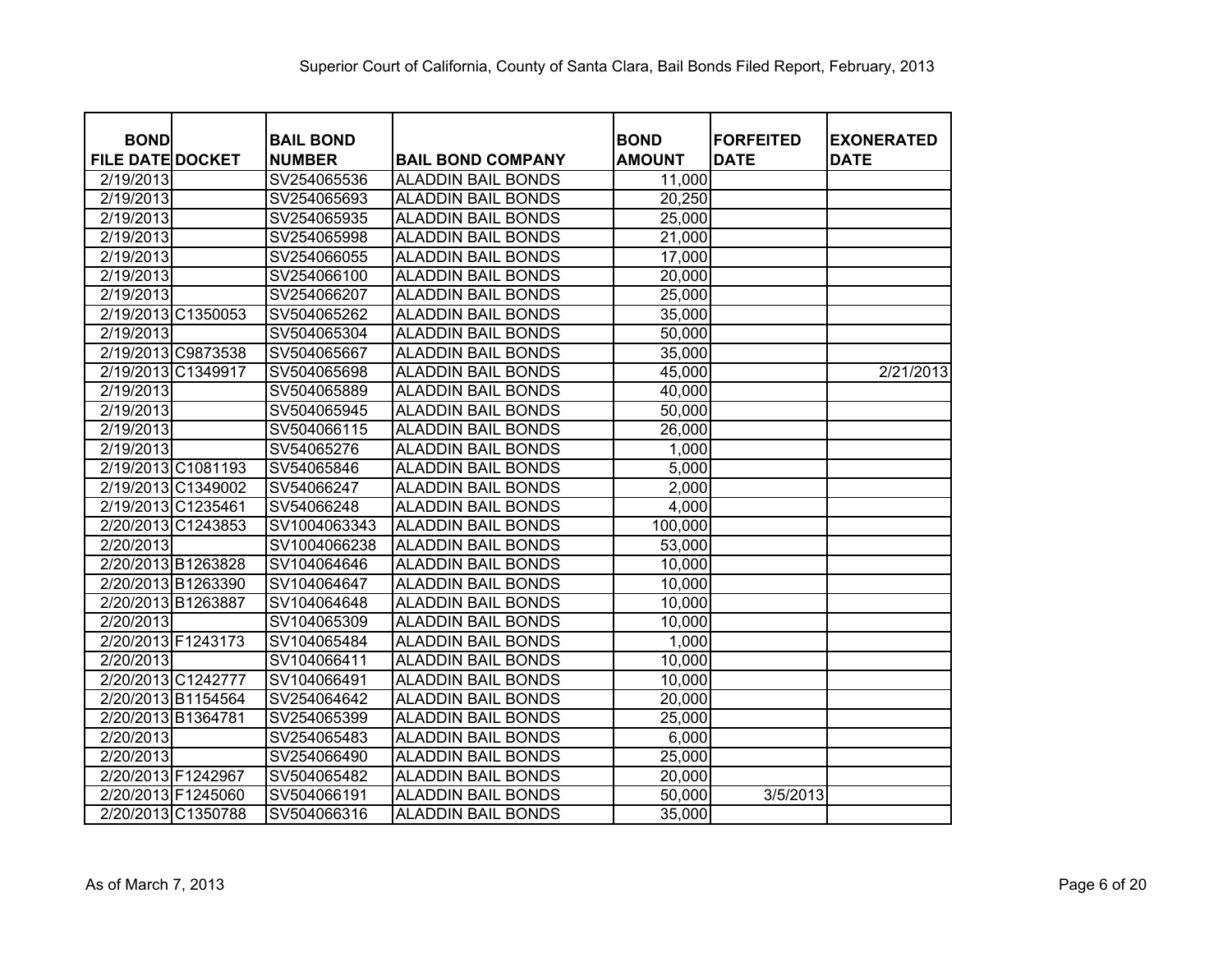Superior Court of California, County of Santa Clara, Bail Bonds Filed Report, February, 2013

| BOND FILE DATE | DOCKET | BAIL BOND NUMBER | BAIL BOND COMPANY | BOND AMOUNT | FORFEITED DATE | EXONERATED DATE |
|---|---|---|---|---|---|---|
| 2/19/2013 | | SV254065536 | ALADDIN BAIL BONDS | 11,000 | | |
| 2/19/2013 | | SV254065693 | ALADDIN BAIL BONDS | 20,250 | | |
| 2/19/2013 | | SV254065935 | ALADDIN BAIL BONDS | 25,000 | | |
| 2/19/2013 | | SV254065998 | ALADDIN BAIL BONDS | 21,000 | | |
| 2/19/2013 | | SV254066055 | ALADDIN BAIL BONDS | 17,000 | | |
| 2/19/2013 | | SV254066100 | ALADDIN BAIL BONDS | 20,000 | | |
| 2/19/2013 | | SV254066207 | ALADDIN BAIL BONDS | 25,000 | | |
| 2/19/2013 | C1350053 | SV504065262 | ALADDIN BAIL BONDS | 35,000 | | |
| 2/19/2013 | | SV504065304 | ALADDIN BAIL BONDS | 50,000 | | |
| 2/19/2013 | C9873538 | SV504065667 | ALADDIN BAIL BONDS | 35,000 | | |
| 2/19/2013 | C1349917 | SV504065698 | ALADDIN BAIL BONDS | 45,000 | | 2/21/2013 |
| 2/19/2013 | | SV504065889 | ALADDIN BAIL BONDS | 40,000 | | |
| 2/19/2013 | | SV504065945 | ALADDIN BAIL BONDS | 50,000 | | |
| 2/19/2013 | | SV504066115 | ALADDIN BAIL BONDS | 26,000 | | |
| 2/19/2013 | | SV54065276 | ALADDIN BAIL BONDS | 1,000 | | |
| 2/19/2013 | C1081193 | SV54065846 | ALADDIN BAIL BONDS | 5,000 | | |
| 2/19/2013 | C1349002 | SV54066247 | ALADDIN BAIL BONDS | 2,000 | | |
| 2/19/2013 | C1235461 | SV54066248 | ALADDIN BAIL BONDS | 4,000 | | |
| 2/20/2013 | C1243853 | SV1004063343 | ALADDIN BAIL BONDS | 100,000 | | |
| 2/20/2013 | | SV1004066238 | ALADDIN BAIL BONDS | 53,000 | | |
| 2/20/2013 | B1263828 | SV104064646 | ALADDIN BAIL BONDS | 10,000 | | |
| 2/20/2013 | B1263390 | SV104064647 | ALADDIN BAIL BONDS | 10,000 | | |
| 2/20/2013 | B1263887 | SV104064648 | ALADDIN BAIL BONDS | 10,000 | | |
| 2/20/2013 | | SV104065309 | ALADDIN BAIL BONDS | 10,000 | | |
| 2/20/2013 | F1243173 | SV104065484 | ALADDIN BAIL BONDS | 1,000 | | |
| 2/20/2013 | | SV104066411 | ALADDIN BAIL BONDS | 10,000 | | |
| 2/20/2013 | C1242777 | SV104066491 | ALADDIN BAIL BONDS | 10,000 | | |
| 2/20/2013 | B1154564 | SV254064642 | ALADDIN BAIL BONDS | 20,000 | | |
| 2/20/2013 | B1364781 | SV254065399 | ALADDIN BAIL BONDS | 25,000 | | |
| 2/20/2013 | | SV254065483 | ALADDIN BAIL BONDS | 6,000 | | |
| 2/20/2013 | | SV254066490 | ALADDIN BAIL BONDS | 25,000 | | |
| 2/20/2013 | F1242967 | SV504065482 | ALADDIN BAIL BONDS | 20,000 | | |
| 2/20/2013 | F1245060 | SV504066191 | ALADDIN BAIL BONDS | 50,000 | 3/5/2013 | |
| 2/20/2013 | C1350788 | SV504066316 | ALADDIN BAIL BONDS | 35,000 | | |

As of March 7, 2013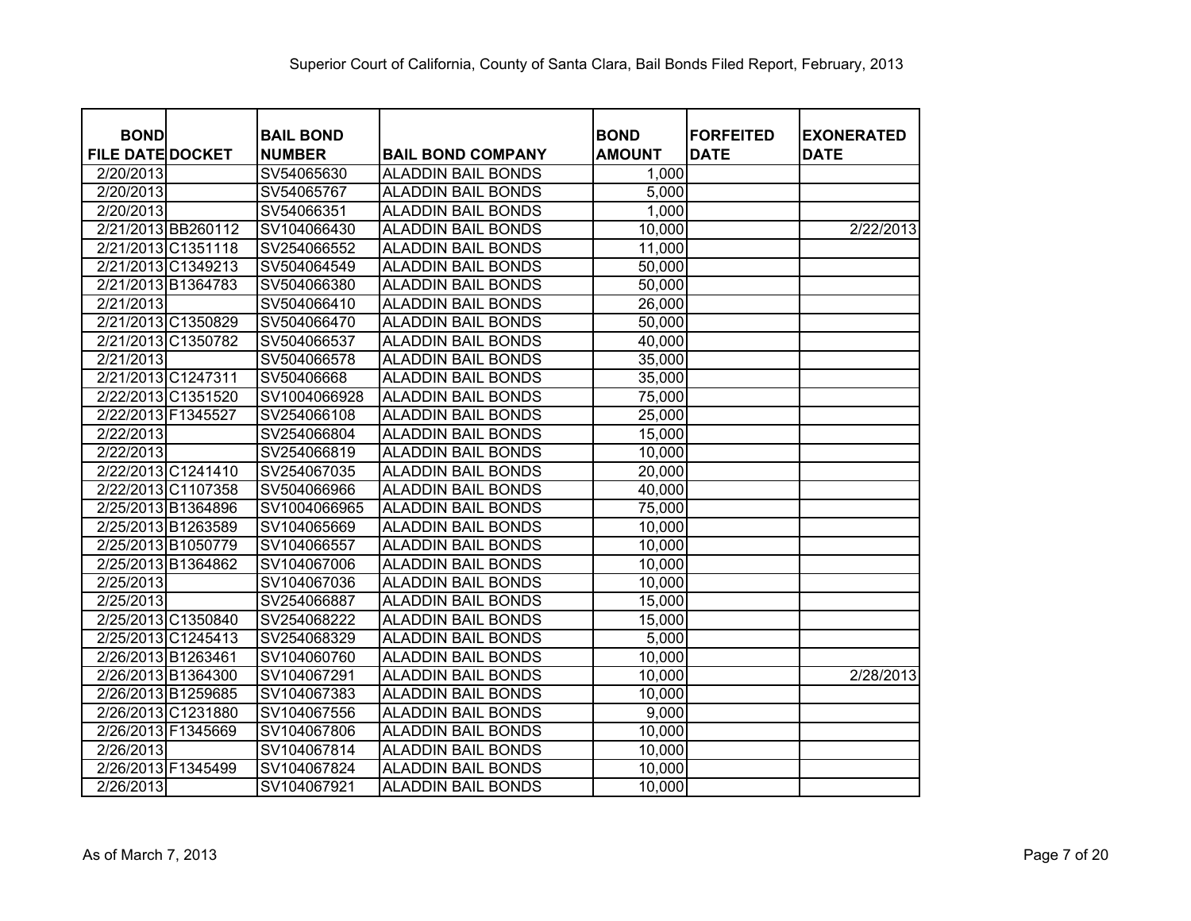Superior Court of California, County of Santa Clara, Bail Bonds Filed Report, February, 2013

| BOND FILE DATE | DOCKET | BAIL BOND NUMBER | BAIL BOND COMPANY | BOND AMOUNT | FORFEITED DATE | EXONERATED DATE |
|---|---|---|---|---|---|---|
| 2/20/2013 | | SV54065630 | ALADDIN BAIL BONDS | 1,000 | | |
| 2/20/2013 | | SV54065767 | ALADDIN BAIL BONDS | 5,000 | | |
| 2/20/2013 | | SV54066351 | ALADDIN BAIL BONDS | 1,000 | | |
| 2/21/2013 | BB260112 | SV104066430 | ALADDIN BAIL BONDS | 10,000 | | 2/22/2013 |
| 2/21/2013 | C1351118 | SV254066552 | ALADDIN BAIL BONDS | 11,000 | | |
| 2/21/2013 | C1349213 | SV504064549 | ALADDIN BAIL BONDS | 50,000 | | |
| 2/21/2013 | B1364783 | SV504066380 | ALADDIN BAIL BONDS | 50,000 | | |
| 2/21/2013 | | SV504066410 | ALADDIN BAIL BONDS | 26,000 | | |
| 2/21/2013 | C1350829 | SV504066470 | ALADDIN BAIL BONDS | 50,000 | | |
| 2/21/2013 | C1350782 | SV504066537 | ALADDIN BAIL BONDS | 40,000 | | |
| 2/21/2013 | | SV504066578 | ALADDIN BAIL BONDS | 35,000 | | |
| 2/21/2013 | C1247311 | SV50406668 | ALADDIN BAIL BONDS | 35,000 | | |
| 2/22/2013 | C1351520 | SV1004066928 | ALADDIN BAIL BONDS | 75,000 | | |
| 2/22/2013 | F1345527 | SV254066108 | ALADDIN BAIL BONDS | 25,000 | | |
| 2/22/2013 | | SV254066804 | ALADDIN BAIL BONDS | 15,000 | | |
| 2/22/2013 | | SV254066819 | ALADDIN BAIL BONDS | 10,000 | | |
| 2/22/2013 | C1241410 | SV254067035 | ALADDIN BAIL BONDS | 20,000 | | |
| 2/22/2013 | C1107358 | SV504066966 | ALADDIN BAIL BONDS | 40,000 | | |
| 2/25/2013 | B1364896 | SV1004066965 | ALADDIN BAIL BONDS | 75,000 | | |
| 2/25/2013 | B1263589 | SV104065669 | ALADDIN BAIL BONDS | 10,000 | | |
| 2/25/2013 | B1050779 | SV104066557 | ALADDIN BAIL BONDS | 10,000 | | |
| 2/25/2013 | B1364862 | SV104067006 | ALADDIN BAIL BONDS | 10,000 | | |
| 2/25/2013 | | SV104067036 | ALADDIN BAIL BONDS | 10,000 | | |
| 2/25/2013 | | SV254066887 | ALADDIN BAIL BONDS | 15,000 | | |
| 2/25/2013 | C1350840 | SV254068222 | ALADDIN BAIL BONDS | 15,000 | | |
| 2/25/2013 | C1245413 | SV254068329 | ALADDIN BAIL BONDS | 5,000 | | |
| 2/26/2013 | B1263461 | SV104060760 | ALADDIN BAIL BONDS | 10,000 | | |
| 2/26/2013 | B1364300 | SV104067291 | ALADDIN BAIL BONDS | 10,000 | | 2/28/2013 |
| 2/26/2013 | B1259685 | SV104067383 | ALADDIN BAIL BONDS | 10,000 | | |
| 2/26/2013 | C1231880 | SV104067556 | ALADDIN BAIL BONDS | 9,000 | | |
| 2/26/2013 | F1345669 | SV104067806 | ALADDIN BAIL BONDS | 10,000 | | |
| 2/26/2013 | | SV104067814 | ALADDIN BAIL BONDS | 10,000 | | |
| 2/26/2013 | F1345499 | SV104067824 | ALADDIN BAIL BONDS | 10,000 | | |
| 2/26/2013 | | SV104067921 | ALADDIN BAIL BONDS | 10,000 | | |

As of March 7, 2013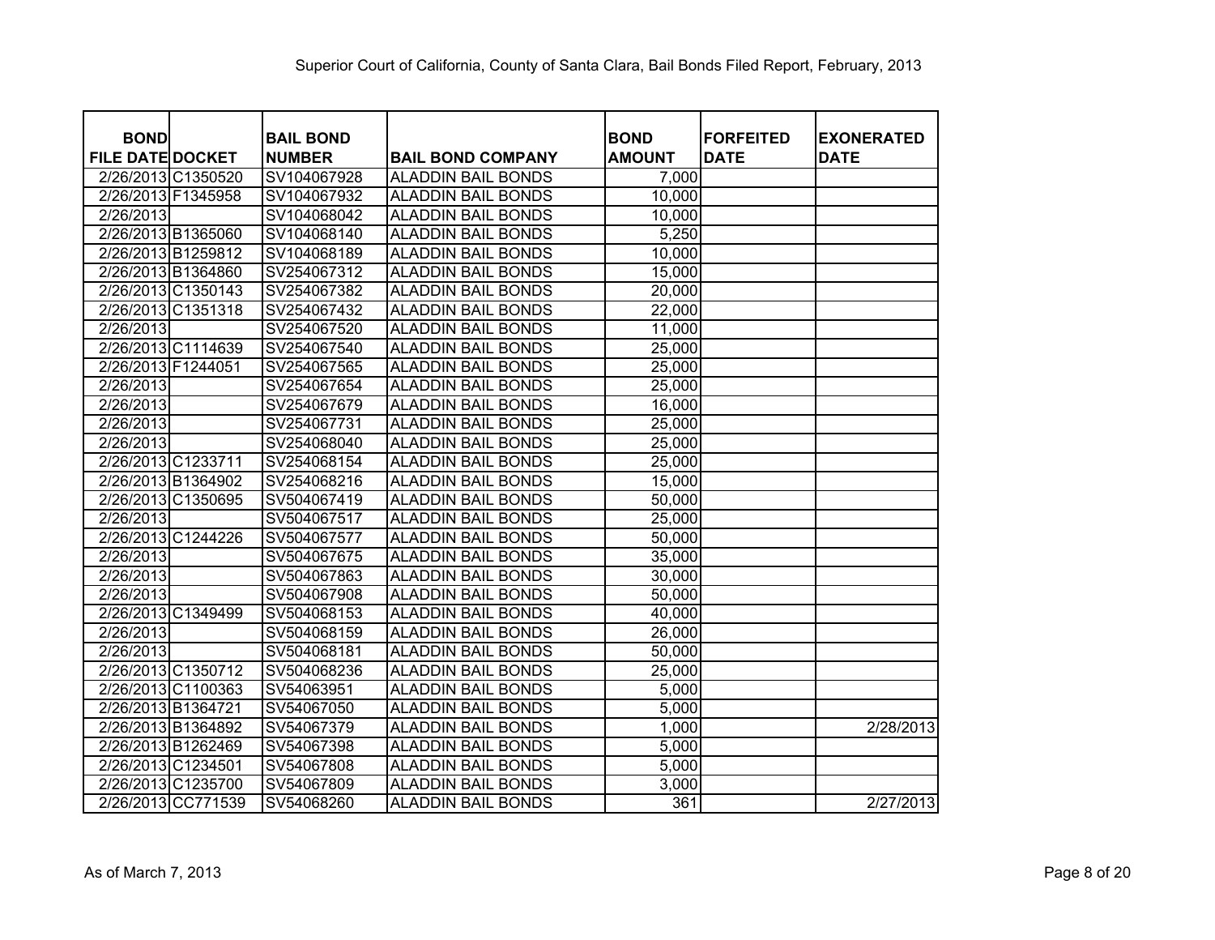Superior Court of California, County of Santa Clara, Bail Bonds Filed Report, February, 2013

| BOND FILE DATE | DOCKET | BAIL BOND NUMBER | BAIL BOND COMPANY | BOND AMOUNT | FORFEITED DATE | EXONERATED DATE |
|---|---|---|---|---|---|---|
| 2/26/2013 | C1350520 | SV104067928 | ALADDIN BAIL BONDS | 7,000 | | |
| 2/26/2013 | F1345958 | SV104067932 | ALADDIN BAIL BONDS | 10,000 | | |
| 2/26/2013 | | SV104068042 | ALADDIN BAIL BONDS | 10,000 | | |
| 2/26/2013 | B1365060 | SV104068140 | ALADDIN BAIL BONDS | 5,250 | | |
| 2/26/2013 | B1259812 | SV104068189 | ALADDIN BAIL BONDS | 10,000 | | |
| 2/26/2013 | B1364860 | SV254067312 | ALADDIN BAIL BONDS | 15,000 | | |
| 2/26/2013 | C1350143 | SV254067382 | ALADDIN BAIL BONDS | 20,000 | | |
| 2/26/2013 | C1351318 | SV254067432 | ALADDIN BAIL BONDS | 22,000 | | |
| 2/26/2013 | | SV254067520 | ALADDIN BAIL BONDS | 11,000 | | |
| 2/26/2013 | C1114639 | SV254067540 | ALADDIN BAIL BONDS | 25,000 | | |
| 2/26/2013 | F1244051 | SV254067565 | ALADDIN BAIL BONDS | 25,000 | | |
| 2/26/2013 | | SV254067654 | ALADDIN BAIL BONDS | 25,000 | | |
| 2/26/2013 | | SV254067679 | ALADDIN BAIL BONDS | 16,000 | | |
| 2/26/2013 | | SV254067731 | ALADDIN BAIL BONDS | 25,000 | | |
| 2/26/2013 | | SV254068040 | ALADDIN BAIL BONDS | 25,000 | | |
| 2/26/2013 | C1233711 | SV254068154 | ALADDIN BAIL BONDS | 25,000 | | |
| 2/26/2013 | B1364902 | SV254068216 | ALADDIN BAIL BONDS | 15,000 | | |
| 2/26/2013 | C1350695 | SV504067419 | ALADDIN BAIL BONDS | 50,000 | | |
| 2/26/2013 | | SV504067517 | ALADDIN BAIL BONDS | 25,000 | | |
| 2/26/2013 | C1244226 | SV504067577 | ALADDIN BAIL BONDS | 50,000 | | |
| 2/26/2013 | | SV504067675 | ALADDIN BAIL BONDS | 35,000 | | |
| 2/26/2013 | | SV504067863 | ALADDIN BAIL BONDS | 30,000 | | |
| 2/26/2013 | | SV504067908 | ALADDIN BAIL BONDS | 50,000 | | |
| 2/26/2013 | C1349499 | SV504068153 | ALADDIN BAIL BONDS | 40,000 | | |
| 2/26/2013 | | SV504068159 | ALADDIN BAIL BONDS | 26,000 | | |
| 2/26/2013 | | SV504068181 | ALADDIN BAIL BONDS | 50,000 | | |
| 2/26/2013 | C1350712 | SV504068236 | ALADDIN BAIL BONDS | 25,000 | | |
| 2/26/2013 | C1100363 | SV54063951 | ALADDIN BAIL BONDS | 5,000 | | |
| 2/26/2013 | B1364721 | SV54067050 | ALADDIN BAIL BONDS | 5,000 | | |
| 2/26/2013 | B1364892 | SV54067379 | ALADDIN BAIL BONDS | 1,000 | | 2/28/2013 |
| 2/26/2013 | B1262469 | SV54067398 | ALADDIN BAIL BONDS | 5,000 | | |
| 2/26/2013 | C1234501 | SV54067808 | ALADDIN BAIL BONDS | 5,000 | | |
| 2/26/2013 | C1235700 | SV54067809 | ALADDIN BAIL BONDS | 3,000 | | |
| 2/26/2013 | CC771539 | SV54068260 | ALADDIN BAIL BONDS | 361 | | 2/27/2013 |

As of March 7, 2013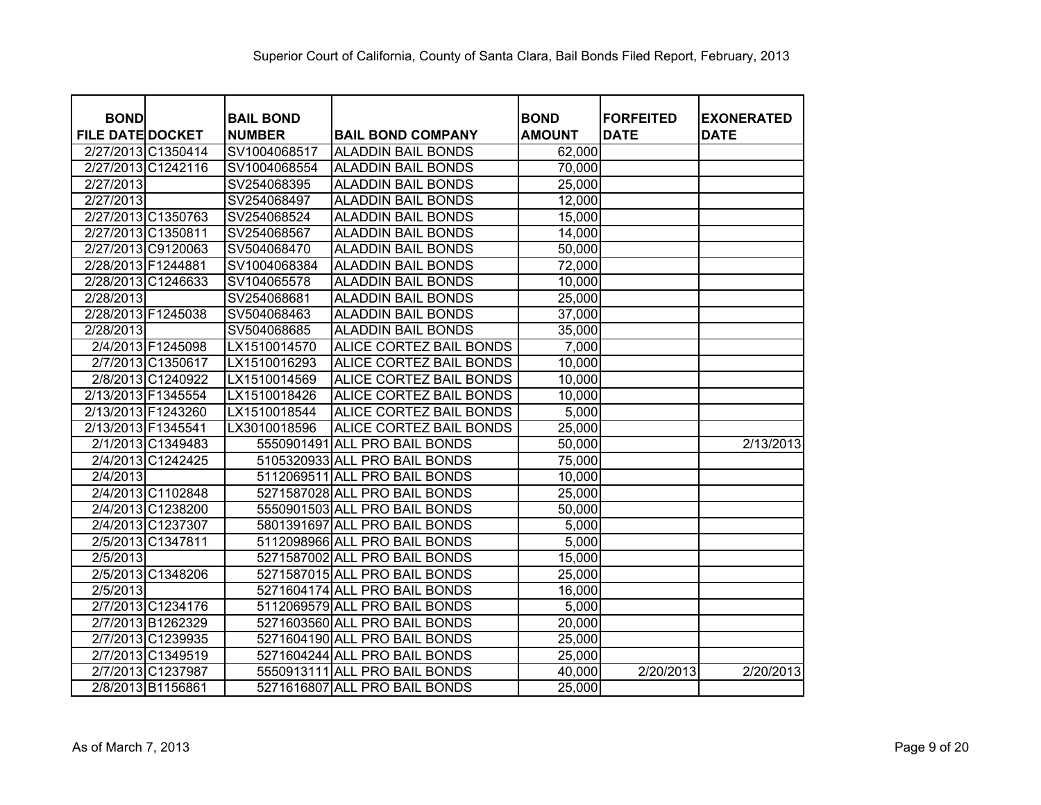Superior Court of California, County of Santa Clara, Bail Bonds Filed Report, February, 2013

| BOND FILE DATE | DOCKET | BAIL BOND NUMBER | BAIL BOND COMPANY | BOND AMOUNT | FORFEITED DATE | EXONERATED DATE |
|---|---|---|---|---|---|---|
| 2/27/2013 | C1350414 | SV1004068517 | ALADDIN BAIL BONDS | 62,000 | | |
| 2/27/2013 | C1242116 | SV1004068554 | ALADDIN BAIL BONDS | 70,000 | | |
| 2/27/2013 | | SV254068395 | ALADDIN BAIL BONDS | 25,000 | | |
| 2/27/2013 | | SV254068497 | ALADDIN BAIL BONDS | 12,000 | | |
| 2/27/2013 | C1350763 | SV254068524 | ALADDIN BAIL BONDS | 15,000 | | |
| 2/27/2013 | C1350811 | SV254068567 | ALADDIN BAIL BONDS | 14,000 | | |
| 2/27/2013 | C9120063 | SV504068470 | ALADDIN BAIL BONDS | 50,000 | | |
| 2/28/2013 | F1244881 | SV1004068384 | ALADDIN BAIL BONDS | 72,000 | | |
| 2/28/2013 | C1246633 | SV104065578 | ALADDIN BAIL BONDS | 10,000 | | |
| 2/28/2013 | | SV254068681 | ALADDIN BAIL BONDS | 25,000 | | |
| 2/28/2013 | F1245038 | SV504068463 | ALADDIN BAIL BONDS | 37,000 | | |
| 2/28/2013 | | SV504068685 | ALADDIN BAIL BONDS | 35,000 | | |
| 2/4/2013 | F1245098 | LX1510014570 | ALICE CORTEZ BAIL BONDS | 7,000 | | |
| 2/7/2013 | C1350617 | LX1510016293 | ALICE CORTEZ BAIL BONDS | 10,000 | | |
| 2/8/2013 | C1240922 | LX1510014569 | ALICE CORTEZ BAIL BONDS | 10,000 | | |
| 2/13/2013 | F1345554 | LX1510018426 | ALICE CORTEZ BAIL BONDS | 10,000 | | |
| 2/13/2013 | F1243260 | LX1510018544 | ALICE CORTEZ BAIL BONDS | 5,000 | | |
| 2/13/2013 | F1345541 | LX3010018596 | ALICE CORTEZ BAIL BONDS | 25,000 | | |
| 2/1/2013 | C1349483 | 5550901491 | ALL PRO BAIL BONDS | 50,000 | | 2/13/2013 |
| 2/4/2013 | C1242425 | 5105320933 | ALL PRO BAIL BONDS | 75,000 | | |
| 2/4/2013 | | 5112069511 | ALL PRO BAIL BONDS | 10,000 | | |
| 2/4/2013 | C1102848 | 5271587028 | ALL PRO BAIL BONDS | 25,000 | | |
| 2/4/2013 | C1238200 | 5550901503 | ALL PRO BAIL BONDS | 50,000 | | |
| 2/4/2013 | C1237307 | 5801391697 | ALL PRO BAIL BONDS | 5,000 | | |
| 2/5/2013 | C1347811 | 5112098966 | ALL PRO BAIL BONDS | 5,000 | | |
| 2/5/2013 | | 5271587002 | ALL PRO BAIL BONDS | 15,000 | | |
| 2/5/2013 | C1348206 | 5271587015 | ALL PRO BAIL BONDS | 25,000 | | |
| 2/5/2013 | | 5271604174 | ALL PRO BAIL BONDS | 16,000 | | |
| 2/7/2013 | C1234176 | 5112069579 | ALL PRO BAIL BONDS | 5,000 | | |
| 2/7/2013 | B1262329 | 5271603560 | ALL PRO BAIL BONDS | 20,000 | | |
| 2/7/2013 | C1239935 | 5271604190 | ALL PRO BAIL BONDS | 25,000 | | |
| 2/7/2013 | C1349519 | 5271604244 | ALL PRO BAIL BONDS | 25,000 | | |
| 2/7/2013 | C1237987 | 5550913111 | ALL PRO BAIL BONDS | 40,000 | 2/20/2013 | 2/20/2013 |
| 2/8/2013 | B1156861 | 5271616807 | ALL PRO BAIL BONDS | 25,000 | | |

As of March 7, 2013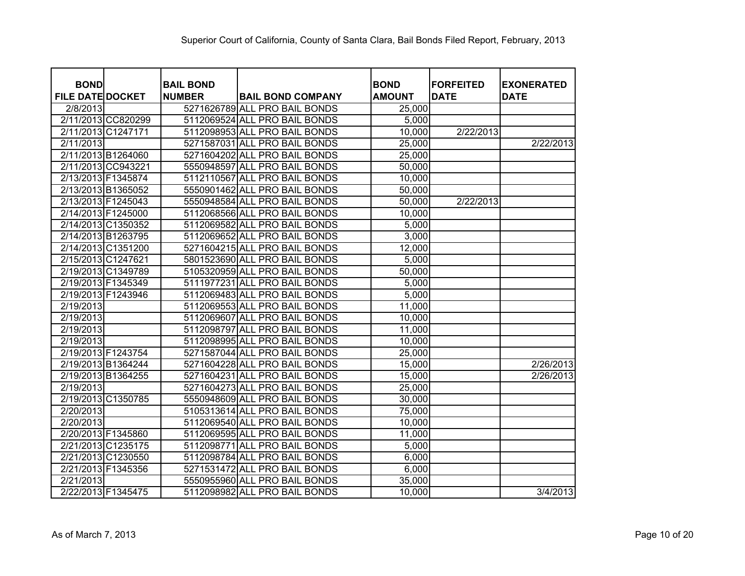Superior Court of California, County of Santa Clara, Bail Bonds Filed Report, February, 2013

| BOND FILE DATE | DOCKET | BAIL BOND NUMBER | BAIL BOND COMPANY | BOND AMOUNT | FORFEITED DATE | EXONERATED DATE |
|---|---|---|---|---|---|---|
| 2/8/2013 | | 5271626789 | ALL PRO BAIL BONDS | 25,000 | | |
| 2/11/2013 | CC820299 | 5112069524 | ALL PRO BAIL BONDS | 5,000 | | |
| 2/11/2013 | C1247171 | 5112098953 | ALL PRO BAIL BONDS | 10,000 | 2/22/2013 | |
| 2/11/2013 | | 5271587031 | ALL PRO BAIL BONDS | 25,000 | | 2/22/2013 |
| 2/11/2013 | B1264060 | 5271604202 | ALL PRO BAIL BONDS | 25,000 | | |
| 2/11/2013 | CC943221 | 5550948597 | ALL PRO BAIL BONDS | 50,000 | | |
| 2/13/2013 | F1345874 | 5112110567 | ALL PRO BAIL BONDS | 10,000 | | |
| 2/13/2013 | B1365052 | 5550901462 | ALL PRO BAIL BONDS | 50,000 | | |
| 2/13/2013 | F1245043 | 5550948584 | ALL PRO BAIL BONDS | 50,000 | 2/22/2013 | |
| 2/14/2013 | F1245000 | 5112068566 | ALL PRO BAIL BONDS | 10,000 | | |
| 2/14/2013 | C1350352 | 5112069582 | ALL PRO BAIL BONDS | 5,000 | | |
| 2/14/2013 | B1263795 | 5112069652 | ALL PRO BAIL BONDS | 3,000 | | |
| 2/14/2013 | C1351200 | 5271604215 | ALL PRO BAIL BONDS | 12,000 | | |
| 2/15/2013 | C1247621 | 5801523690 | ALL PRO BAIL BONDS | 5,000 | | |
| 2/19/2013 | C1349789 | 5105320959 | ALL PRO BAIL BONDS | 50,000 | | |
| 2/19/2013 | F1345349 | 5111977231 | ALL PRO BAIL BONDS | 5,000 | | |
| 2/19/2013 | F1243946 | 5112069483 | ALL PRO BAIL BONDS | 5,000 | | |
| 2/19/2013 | | 5112069553 | ALL PRO BAIL BONDS | 11,000 | | |
| 2/19/2013 | | 5112069607 | ALL PRO BAIL BONDS | 10,000 | | |
| 2/19/2013 | | 5112098797 | ALL PRO BAIL BONDS | 11,000 | | |
| 2/19/2013 | | 5112098995 | ALL PRO BAIL BONDS | 10,000 | | |
| 2/19/2013 | F1243754 | 5271587044 | ALL PRO BAIL BONDS | 25,000 | | |
| 2/19/2013 | B1364244 | 5271604228 | ALL PRO BAIL BONDS | 15,000 | | 2/26/2013 |
| 2/19/2013 | B1364255 | 5271604231 | ALL PRO BAIL BONDS | 15,000 | | 2/26/2013 |
| 2/19/2013 | | 5271604273 | ALL PRO BAIL BONDS | 25,000 | | |
| 2/19/2013 | C1350785 | 5550948609 | ALL PRO BAIL BONDS | 30,000 | | |
| 2/20/2013 | | 5105313614 | ALL PRO BAIL BONDS | 75,000 | | |
| 2/20/2013 | | 5112069540 | ALL PRO BAIL BONDS | 10,000 | | |
| 2/20/2013 | F1345860 | 5112069595 | ALL PRO BAIL BONDS | 11,000 | | |
| 2/21/2013 | C1235175 | 5112098771 | ALL PRO BAIL BONDS | 5,000 | | |
| 2/21/2013 | C1230550 | 5112098784 | ALL PRO BAIL BONDS | 6,000 | | |
| 2/21/2013 | F1345356 | 5271531472 | ALL PRO BAIL BONDS | 6,000 | | |
| 2/21/2013 | | 5550955960 | ALL PRO BAIL BONDS | 35,000 | | |
| 2/22/2013 | F1345475 | 5112098982 | ALL PRO BAIL BONDS | 10,000 | | 3/4/2013 |

As of March 7, 2013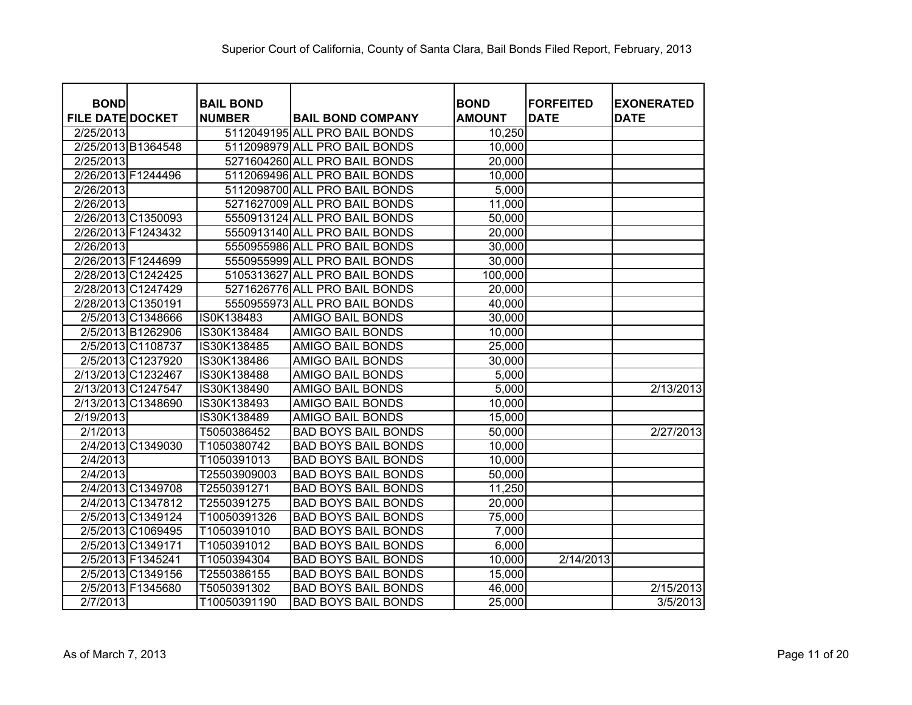Superior Court of California, County of Santa Clara, Bail Bonds Filed Report, February, 2013

| BOND FILE DATE | DOCKET | BAIL BOND NUMBER | BAIL BOND COMPANY | BOND AMOUNT | FORFEITED DATE | EXONERATED DATE |
|---|---|---|---|---|---|---|
| 2/25/2013 | | 5112049195 | ALL PRO BAIL BONDS | 10,250 | | |
| 2/25/2013 | B1364548 | 5112098979 | ALL PRO BAIL BONDS | 10,000 | | |
| 2/25/2013 | | 5271604260 | ALL PRO BAIL BONDS | 20,000 | | |
| 2/26/2013 | F1244496 | 5112069496 | ALL PRO BAIL BONDS | 10,000 | | |
| 2/26/2013 | | 5112098700 | ALL PRO BAIL BONDS | 5,000 | | |
| 2/26/2013 | | 5271627009 | ALL PRO BAIL BONDS | 11,000 | | |
| 2/26/2013 | C1350093 | 5550913124 | ALL PRO BAIL BONDS | 50,000 | | |
| 2/26/2013 | F1243432 | 5550913140 | ALL PRO BAIL BONDS | 20,000 | | |
| 2/26/2013 | | 5550955986 | ALL PRO BAIL BONDS | 30,000 | | |
| 2/26/2013 | F1244699 | 5550955999 | ALL PRO BAIL BONDS | 30,000 | | |
| 2/28/2013 | C1242425 | 5105313627 | ALL PRO BAIL BONDS | 100,000 | | |
| 2/28/2013 | C1247429 | 5271626776 | ALL PRO BAIL BONDS | 20,000 | | |
| 2/28/2013 | C1350191 | 5550955973 | ALL PRO BAIL BONDS | 40,000 | | |
| 2/5/2013 | C1348666 | IS0K138483 | AMIGO BAIL BONDS | 30,000 | | |
| 2/5/2013 | B1262906 | IS30K138484 | AMIGO BAIL BONDS | 10,000 | | |
| 2/5/2013 | C1108737 | IS30K138485 | AMIGO BAIL BONDS | 25,000 | | |
| 2/5/2013 | C1237920 | IS30K138486 | AMIGO BAIL BONDS | 30,000 | | |
| 2/13/2013 | C1232467 | IS30K138488 | AMIGO BAIL BONDS | 5,000 | | |
| 2/13/2013 | C1247547 | IS30K138490 | AMIGO BAIL BONDS | 5,000 | | 2/13/2013 |
| 2/13/2013 | C1348690 | IS30K138493 | AMIGO BAIL BONDS | 10,000 | | |
| 2/19/2013 | | IS30K138489 | AMIGO BAIL BONDS | 15,000 | | |
| 2/1/2013 | | T5050386452 | BAD BOYS BAIL BONDS | 50,000 | | 2/27/2013 |
| 2/4/2013 | C1349030 | T1050380742 | BAD BOYS BAIL BONDS | 10,000 | | |
| 2/4/2013 | | T1050391013 | BAD BOYS BAIL BONDS | 10,000 | | |
| 2/4/2013 | | T25503909003 | BAD BOYS BAIL BONDS | 50,000 | | |
| 2/4/2013 | C1349708 | T2550391271 | BAD BOYS BAIL BONDS | 11,250 | | |
| 2/4/2013 | C1347812 | T2550391275 | BAD BOYS BAIL BONDS | 20,000 | | |
| 2/5/2013 | C1349124 | T10050391326 | BAD BOYS BAIL BONDS | 75,000 | | |
| 2/5/2013 | C1069495 | T1050391010 | BAD BOYS BAIL BONDS | 7,000 | | |
| 2/5/2013 | C1349171 | T1050391012 | BAD BOYS BAIL BONDS | 6,000 | | |
| 2/5/2013 | F1345241 | T1050394304 | BAD BOYS BAIL BONDS | 10,000 | 2/14/2013 | |
| 2/5/2013 | C1349156 | T2550386155 | BAD BOYS BAIL BONDS | 15,000 | | |
| 2/5/2013 | F1345680 | T5050391302 | BAD BOYS BAIL BONDS | 46,000 | | 2/15/2013 |
| 2/7/2013 | | T10050391190 | BAD BOYS BAIL BONDS | 25,000 | | 3/5/2013 |

As of March 7, 2013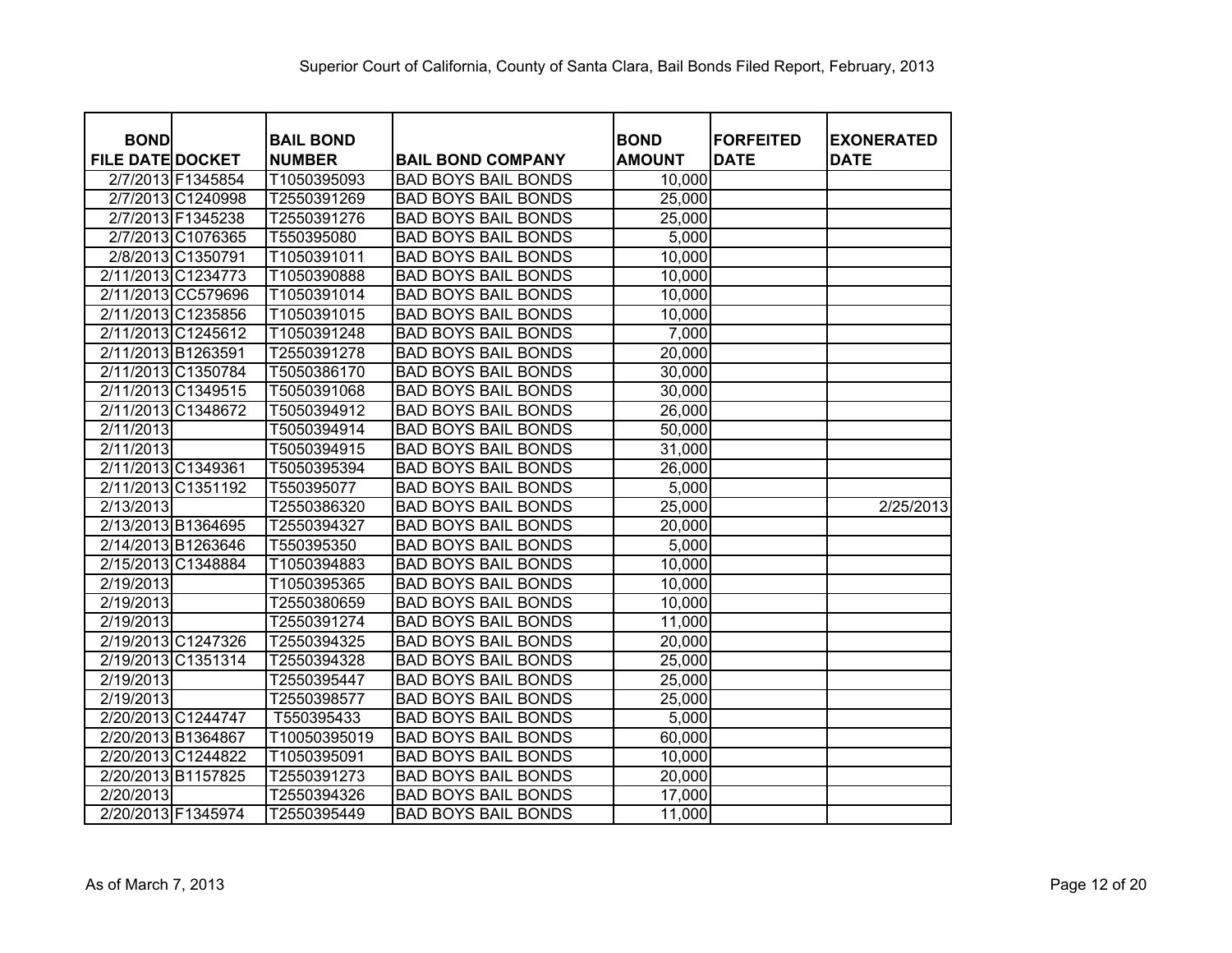Superior Court of California, County of Santa Clara, Bail Bonds Filed Report, February, 2013

| BOND FILE DATE | DOCKET | BAIL BOND NUMBER | BAIL BOND COMPANY | BOND AMOUNT | FORFEITED DATE | EXONERATED DATE |
|---|---|---|---|---|---|---|
| 2/7/2013 | F1345854 | T1050395093 | BAD BOYS BAIL BONDS | 10,000 | | |
| 2/7/2013 | C1240998 | T2550391269 | BAD BOYS BAIL BONDS | 25,000 | | |
| 2/7/2013 | F1345238 | T2550391276 | BAD BOYS BAIL BONDS | 25,000 | | |
| 2/7/2013 | C1076365 | T550395080 | BAD BOYS BAIL BONDS | 5,000 | | |
| 2/8/2013 | C1350791 | T1050391011 | BAD BOYS BAIL BONDS | 10,000 | | |
| 2/11/2013 | C1234773 | T1050390888 | BAD BOYS BAIL BONDS | 10,000 | | |
| 2/11/2013 | CC579696 | T1050391014 | BAD BOYS BAIL BONDS | 10,000 | | |
| 2/11/2013 | C1235856 | T1050391015 | BAD BOYS BAIL BONDS | 10,000 | | |
| 2/11/2013 | C1245612 | T1050391248 | BAD BOYS BAIL BONDS | 7,000 | | |
| 2/11/2013 | B1263591 | T2550391278 | BAD BOYS BAIL BONDS | 20,000 | | |
| 2/11/2013 | C1350784 | T5050386170 | BAD BOYS BAIL BONDS | 30,000 | | |
| 2/11/2013 | C1349515 | T5050391068 | BAD BOYS BAIL BONDS | 30,000 | | |
| 2/11/2013 | C1348672 | T5050394912 | BAD BOYS BAIL BONDS | 26,000 | | |
| 2/11/2013 | | T5050394914 | BAD BOYS BAIL BONDS | 50,000 | | |
| 2/11/2013 | | T5050394915 | BAD BOYS BAIL BONDS | 31,000 | | |
| 2/11/2013 | C1349361 | T5050395394 | BAD BOYS BAIL BONDS | 26,000 | | |
| 2/11/2013 | C1351192 | T550395077 | BAD BOYS BAIL BONDS | 5,000 | | |
| 2/13/2013 | | T2550386320 | BAD BOYS BAIL BONDS | 25,000 | | 2/25/2013 |
| 2/13/2013 | B1364695 | T2550394327 | BAD BOYS BAIL BONDS | 20,000 | | |
| 2/14/2013 | B1263646 | T550395350 | BAD BOYS BAIL BONDS | 5,000 | | |
| 2/15/2013 | C1348884 | T1050394883 | BAD BOYS BAIL BONDS | 10,000 | | |
| 2/19/2013 | | T1050395365 | BAD BOYS BAIL BONDS | 10,000 | | |
| 2/19/2013 | | T2550380659 | BAD BOYS BAIL BONDS | 10,000 | | |
| 2/19/2013 | | T2550391274 | BAD BOYS BAIL BONDS | 11,000 | | |
| 2/19/2013 | C1247326 | T2550394325 | BAD BOYS BAIL BONDS | 20,000 | | |
| 2/19/2013 | C1351314 | T2550394328 | BAD BOYS BAIL BONDS | 25,000 | | |
| 2/19/2013 | | T2550395447 | BAD BOYS BAIL BONDS | 25,000 | | |
| 2/19/2013 | | T2550398577 | BAD BOYS BAIL BONDS | 25,000 | | |
| 2/20/2013 | C1244747 | T550395433 | BAD BOYS BAIL BONDS | 5,000 | | |
| 2/20/2013 | B1364867 | T10050395019 | BAD BOYS BAIL BONDS | 60,000 | | |
| 2/20/2013 | C1244822 | T1050395091 | BAD BOYS BAIL BONDS | 10,000 | | |
| 2/20/2013 | B1157825 | T2550391273 | BAD BOYS BAIL BONDS | 20,000 | | |
| 2/20/2013 | | T2550394326 | BAD BOYS BAIL BONDS | 17,000 | | |
| 2/20/2013 | F1345974 | T2550395449 | BAD BOYS BAIL BONDS | 11,000 | | |

As of March 7, 2013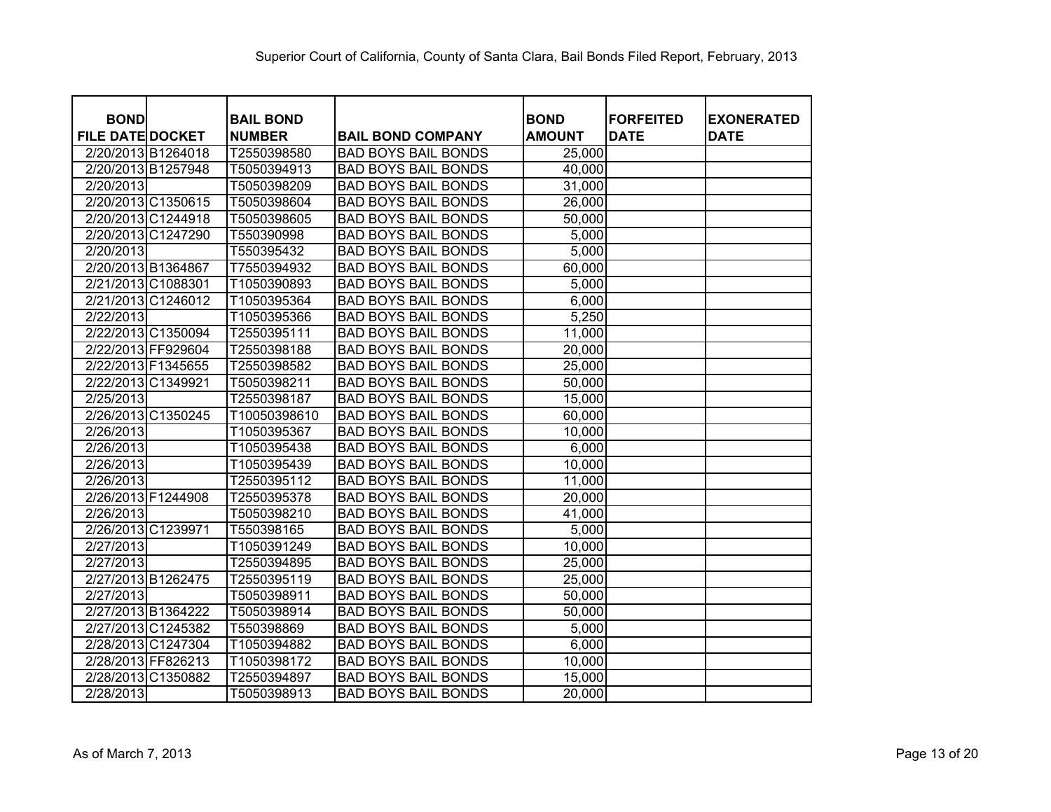Superior Court of California, County of Santa Clara, Bail Bonds Filed Report, February, 2013

| BOND FILE DATE | DOCKET | BAIL BOND NUMBER | BAIL BOND COMPANY | BOND AMOUNT | FORFEITED DATE | EXONERATED DATE |
|---|---|---|---|---|---|---|
| 2/20/2013 | B1264018 | T2550398580 | BAD BOYS BAIL BONDS | 25,000 | | |
| 2/20/2013 | B1257948 | T5050394913 | BAD BOYS BAIL BONDS | 40,000 | | |
| 2/20/2013 | | T5050398209 | BAD BOYS BAIL BONDS | 31,000 | | |
| 2/20/2013 | C1350615 | T5050398604 | BAD BOYS BAIL BONDS | 26,000 | | |
| 2/20/2013 | C1244918 | T5050398605 | BAD BOYS BAIL BONDS | 50,000 | | |
| 2/20/2013 | C1247290 | T550390998 | BAD BOYS BAIL BONDS | 5,000 | | |
| 2/20/2013 | | T550395432 | BAD BOYS BAIL BONDS | 5,000 | | |
| 2/20/2013 | B1364867 | T7550394932 | BAD BOYS BAIL BONDS | 60,000 | | |
| 2/21/2013 | C1088301 | T1050390893 | BAD BOYS BAIL BONDS | 5,000 | | |
| 2/21/2013 | C1246012 | T1050395364 | BAD BOYS BAIL BONDS | 6,000 | | |
| 2/22/2013 | | T1050395366 | BAD BOYS BAIL BONDS | 5,250 | | |
| 2/22/2013 | C1350094 | T2550395111 | BAD BOYS BAIL BONDS | 11,000 | | |
| 2/22/2013 | FF929604 | T2550398188 | BAD BOYS BAIL BONDS | 20,000 | | |
| 2/22/2013 | F1345655 | T2550398582 | BAD BOYS BAIL BONDS | 25,000 | | |
| 2/22/2013 | C1349921 | T5050398211 | BAD BOYS BAIL BONDS | 50,000 | | |
| 2/25/2013 | | T2550398187 | BAD BOYS BAIL BONDS | 15,000 | | |
| 2/26/2013 | C1350245 | T10050398610 | BAD BOYS BAIL BONDS | 60,000 | | |
| 2/26/2013 | | T1050395367 | BAD BOYS BAIL BONDS | 10,000 | | |
| 2/26/2013 | | T1050395438 | BAD BOYS BAIL BONDS | 6,000 | | |
| 2/26/2013 | | T1050395439 | BAD BOYS BAIL BONDS | 10,000 | | |
| 2/26/2013 | | T2550395112 | BAD BOYS BAIL BONDS | 11,000 | | |
| 2/26/2013 | F1244908 | T2550395378 | BAD BOYS BAIL BONDS | 20,000 | | |
| 2/26/2013 | | T5050398210 | BAD BOYS BAIL BONDS | 41,000 | | |
| 2/26/2013 | C1239971 | T550398165 | BAD BOYS BAIL BONDS | 5,000 | | |
| 2/27/2013 | | T1050391249 | BAD BOYS BAIL BONDS | 10,000 | | |
| 2/27/2013 | | T2550394895 | BAD BOYS BAIL BONDS | 25,000 | | |
| 2/27/2013 | B1262475 | T2550395119 | BAD BOYS BAIL BONDS | 25,000 | | |
| 2/27/2013 | | T5050398911 | BAD BOYS BAIL BONDS | 50,000 | | |
| 2/27/2013 | B1364222 | T5050398914 | BAD BOYS BAIL BONDS | 50,000 | | |
| 2/27/2013 | C1245382 | T550398869 | BAD BOYS BAIL BONDS | 5,000 | | |
| 2/28/2013 | C1247304 | T1050394882 | BAD BOYS BAIL BONDS | 6,000 | | |
| 2/28/2013 | FF826213 | T1050398172 | BAD BOYS BAIL BONDS | 10,000 | | |
| 2/28/2013 | C1350882 | T2550394897 | BAD BOYS BAIL BONDS | 15,000 | | |
| 2/28/2013 | | T5050398913 | BAD BOYS BAIL BONDS | 20,000 | | |

As of March 7, 2013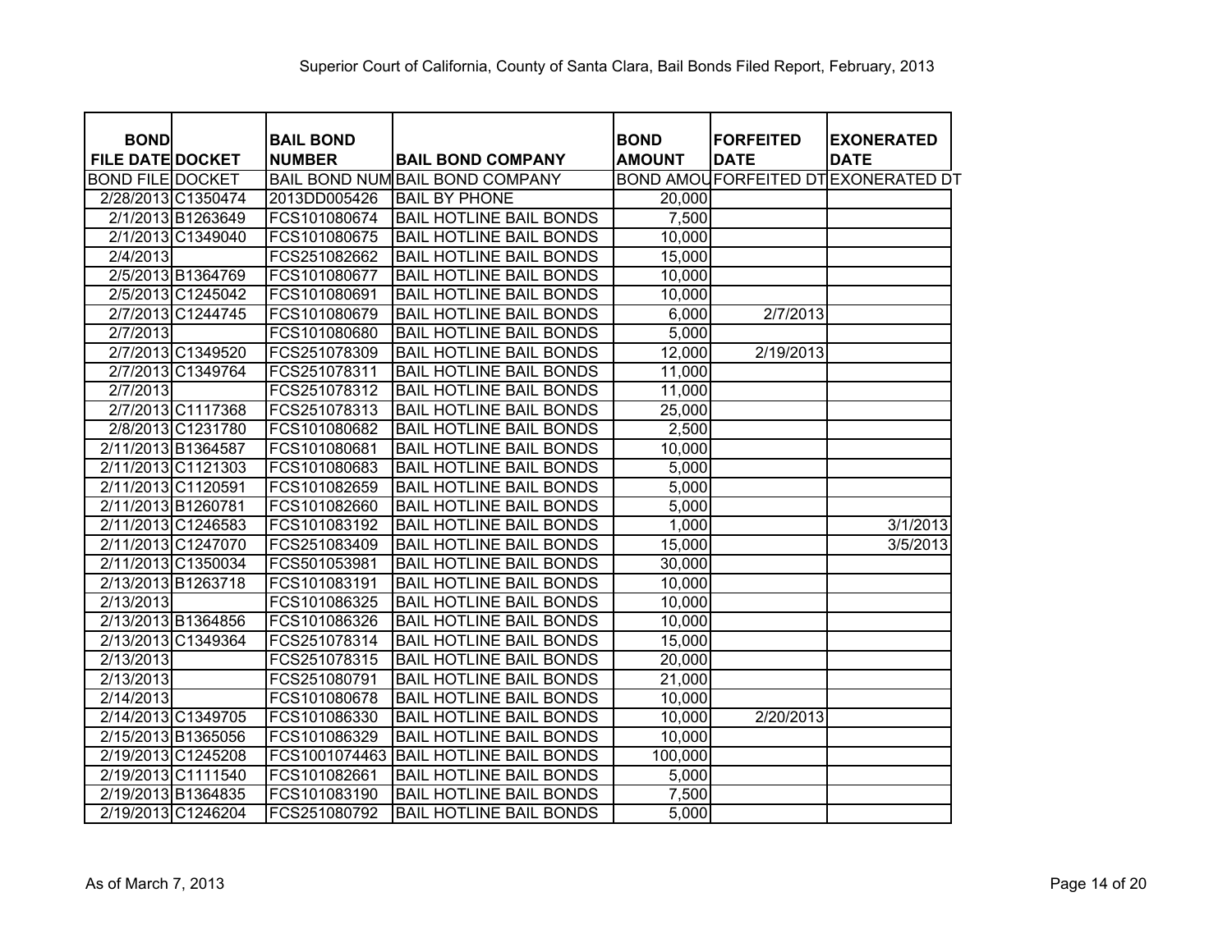Superior Court of California, County of Santa Clara, Bail Bonds Filed Report, February, 2013

| BOND FILE DATE | DOCKET | BAIL BOND NUMBER | BAIL BOND COMPANY | BOND AMOUNT | FORFEITED DATE | EXONERATED DATE |
|---|---|---|---|---|---|---|
| BOND FILE | DOCKET | BAIL BOND NUM | BAIL BOND COMPANY | BOND AMOU | FORFEITED DT | EXONERATED DT |
| 2/28/2013 | C1350474 | 2013DD005426 | BAIL BY PHONE | 20,000 | | |
| 2/1/2013 | B1263649 | FCS101080674 | BAIL HOTLINE BAIL BONDS | 7,500 | | |
| 2/1/2013 | C1349040 | FCS101080675 | BAIL HOTLINE BAIL BONDS | 10,000 | | |
| 2/4/2013 | | FCS251082662 | BAIL HOTLINE BAIL BONDS | 15,000 | | |
| 2/5/2013 | B1364769 | FCS101080677 | BAIL HOTLINE BAIL BONDS | 10,000 | | |
| 2/5/2013 | C1245042 | FCS101080691 | BAIL HOTLINE BAIL BONDS | 10,000 | | |
| 2/7/2013 | C1244745 | FCS101080679 | BAIL HOTLINE BAIL BONDS | 6,000 | 2/7/2013 | |
| 2/7/2013 | | FCS101080680 | BAIL HOTLINE BAIL BONDS | 5,000 | | |
| 2/7/2013 | C1349520 | FCS251078309 | BAIL HOTLINE BAIL BONDS | 12,000 | 2/19/2013 | |
| 2/7/2013 | C1349764 | FCS251078311 | BAIL HOTLINE BAIL BONDS | 11,000 | | |
| 2/7/2013 | | FCS251078312 | BAIL HOTLINE BAIL BONDS | 11,000 | | |
| 2/7/2013 | C1117368 | FCS251078313 | BAIL HOTLINE BAIL BONDS | 25,000 | | |
| 2/8/2013 | C1231780 | FCS101080682 | BAIL HOTLINE BAIL BONDS | 2,500 | | |
| 2/11/2013 | B1364587 | FCS101080681 | BAIL HOTLINE BAIL BONDS | 10,000 | | |
| 2/11/2013 | C1121303 | FCS101080683 | BAIL HOTLINE BAIL BONDS | 5,000 | | |
| 2/11/2013 | C1120591 | FCS101082659 | BAIL HOTLINE BAIL BONDS | 5,000 | | |
| 2/11/2013 | B1260781 | FCS101082660 | BAIL HOTLINE BAIL BONDS | 5,000 | | |
| 2/11/2013 | C1246583 | FCS101083192 | BAIL HOTLINE BAIL BONDS | 1,000 | | 3/1/2013 |
| 2/11/2013 | C1247070 | FCS251083409 | BAIL HOTLINE BAIL BONDS | 15,000 | | 3/5/2013 |
| 2/11/2013 | C1350034 | FCS501053981 | BAIL HOTLINE BAIL BONDS | 30,000 | | |
| 2/13/2013 | B1263718 | FCS101083191 | BAIL HOTLINE BAIL BONDS | 10,000 | | |
| 2/13/2013 | | FCS101086325 | BAIL HOTLINE BAIL BONDS | 10,000 | | |
| 2/13/2013 | B1364856 | FCS101086326 | BAIL HOTLINE BAIL BONDS | 10,000 | | |
| 2/13/2013 | C1349364 | FCS251078314 | BAIL HOTLINE BAIL BONDS | 15,000 | | |
| 2/13/2013 | | FCS251078315 | BAIL HOTLINE BAIL BONDS | 20,000 | | |
| 2/13/2013 | | FCS251080791 | BAIL HOTLINE BAIL BONDS | 21,000 | | |
| 2/14/2013 | | FCS101080678 | BAIL HOTLINE BAIL BONDS | 10,000 | | |
| 2/14/2013 | C1349705 | FCS101086330 | BAIL HOTLINE BAIL BONDS | 10,000 | 2/20/2013 | |
| 2/15/2013 | B1365056 | FCS101086329 | BAIL HOTLINE BAIL BONDS | 10,000 | | |
| 2/19/2013 | C1245208 | FCS1001074463 | BAIL HOTLINE BAIL BONDS | 100,000 | | |
| 2/19/2013 | C1111540 | FCS101082661 | BAIL HOTLINE BAIL BONDS | 5,000 | | |
| 2/19/2013 | B1364835 | FCS101083190 | BAIL HOTLINE BAIL BONDS | 7,500 | | |
| 2/19/2013 | C1246204 | FCS251080792 | BAIL HOTLINE BAIL BONDS | 5,000 | | |

As of March 7, 2013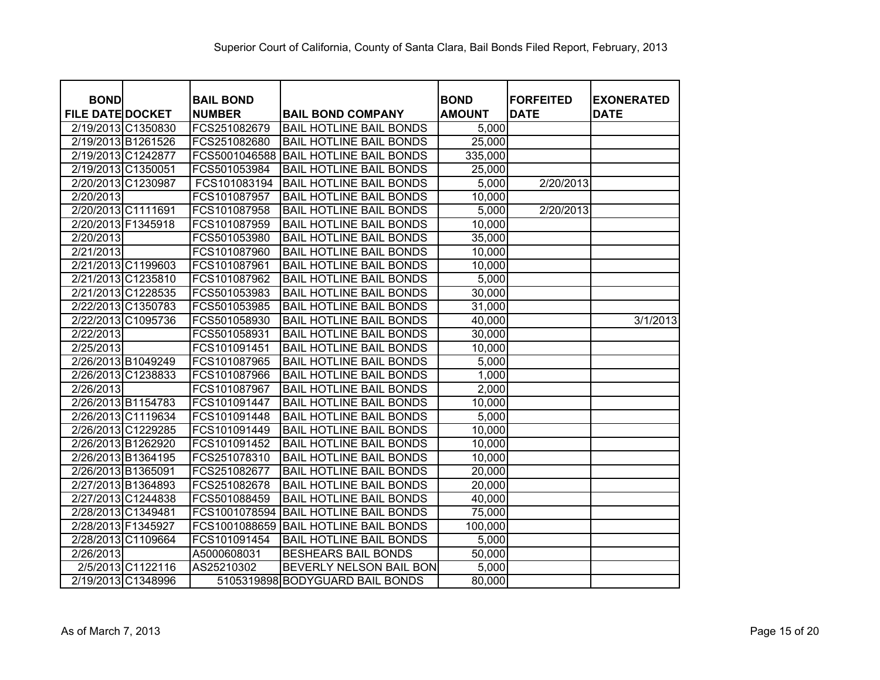Superior Court of California, County of Santa Clara, Bail Bonds Filed Report, February, 2013

| BOND FILE DATE | DOCKET | BAIL BOND NUMBER | BAIL BOND COMPANY | BOND AMOUNT | FORFEITED DATE | EXONERATED DATE |
|---|---|---|---|---|---|---|
| 2/19/2013 | C1350830 | FCS251082679 | BAIL HOTLINE BAIL BONDS | 5,000 | | |
| 2/19/2013 | B1261526 | FCS251082680 | BAIL HOTLINE BAIL BONDS | 25,000 | | |
| 2/19/2013 | C1242877 | FCS5001046588 | BAIL HOTLINE BAIL BONDS | 335,000 | | |
| 2/19/2013 | C1350051 | FCS501053984 | BAIL HOTLINE BAIL BONDS | 25,000 | | |
| 2/20/2013 | C1230987 | FCS101083194 | BAIL HOTLINE BAIL BONDS | 5,000 | 2/20/2013 | |
| 2/20/2013 | | FCS101087957 | BAIL HOTLINE BAIL BONDS | 10,000 | | |
| 2/20/2013 | C1111691 | FCS101087958 | BAIL HOTLINE BAIL BONDS | 5,000 | 2/20/2013 | |
| 2/20/2013 | F1345918 | FCS101087959 | BAIL HOTLINE BAIL BONDS | 10,000 | | |
| 2/20/2013 | | FCS501053980 | BAIL HOTLINE BAIL BONDS | 35,000 | | |
| 2/21/2013 | | FCS101087960 | BAIL HOTLINE BAIL BONDS | 10,000 | | |
| 2/21/2013 | C1199603 | FCS101087961 | BAIL HOTLINE BAIL BONDS | 10,000 | | |
| 2/21/2013 | C1235810 | FCS101087962 | BAIL HOTLINE BAIL BONDS | 5,000 | | |
| 2/21/2013 | C1228535 | FCS501053983 | BAIL HOTLINE BAIL BONDS | 30,000 | | |
| 2/22/2013 | C1350783 | FCS501053985 | BAIL HOTLINE BAIL BONDS | 31,000 | | |
| 2/22/2013 | C1095736 | FCS501058930 | BAIL HOTLINE BAIL BONDS | 40,000 | | 3/1/2013 |
| 2/22/2013 | | FCS501058931 | BAIL HOTLINE BAIL BONDS | 30,000 | | |
| 2/25/2013 | | FCS101091451 | BAIL HOTLINE BAIL BONDS | 10,000 | | |
| 2/26/2013 | B1049249 | FCS101087965 | BAIL HOTLINE BAIL BONDS | 5,000 | | |
| 2/26/2013 | C1238833 | FCS101087966 | BAIL HOTLINE BAIL BONDS | 1,000 | | |
| 2/26/2013 | | FCS101087967 | BAIL HOTLINE BAIL BONDS | 2,000 | | |
| 2/26/2013 | B1154783 | FCS101091447 | BAIL HOTLINE BAIL BONDS | 10,000 | | |
| 2/26/2013 | C1119634 | FCS101091448 | BAIL HOTLINE BAIL BONDS | 5,000 | | |
| 2/26/2013 | C1229285 | FCS101091449 | BAIL HOTLINE BAIL BONDS | 10,000 | | |
| 2/26/2013 | B1262920 | FCS101091452 | BAIL HOTLINE BAIL BONDS | 10,000 | | |
| 2/26/2013 | B1364195 | FCS251078310 | BAIL HOTLINE BAIL BONDS | 10,000 | | |
| 2/26/2013 | B1365091 | FCS251082677 | BAIL HOTLINE BAIL BONDS | 20,000 | | |
| 2/27/2013 | B1364893 | FCS251082678 | BAIL HOTLINE BAIL BONDS | 20,000 | | |
| 2/27/2013 | C1244838 | FCS501088459 | BAIL HOTLINE BAIL BONDS | 40,000 | | |
| 2/28/2013 | C1349481 | FCS1001078594 | BAIL HOTLINE BAIL BONDS | 75,000 | | |
| 2/28/2013 | F1345927 | FCS1001088659 | BAIL HOTLINE BAIL BONDS | 100,000 | | |
| 2/28/2013 | C1109664 | FCS101091454 | BAIL HOTLINE BAIL BONDS | 5,000 | | |
| 2/26/2013 | | A5000608031 | BESHEARS BAIL BONDS | 50,000 | | |
| 2/5/2013 | C1122116 | AS25210302 | BEVERLY NELSON BAIL BON | 5,000 | | |
| 2/19/2013 | C1348996 | 5105319898 | BODYGUARD BAIL BONDS | 80,000 | | |

As of March 7, 2013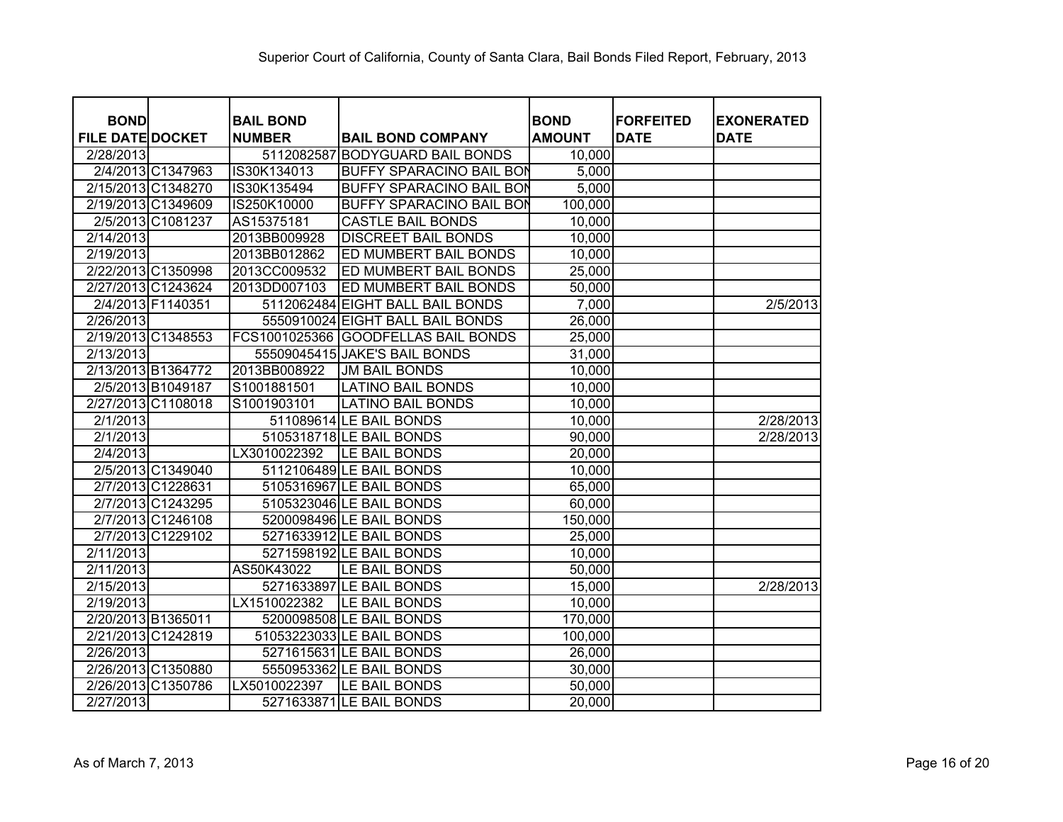Superior Court of California, County of Santa Clara, Bail Bonds Filed Report, February, 2013

| BOND FILE DATE | DOCKET | BAIL BOND NUMBER | BAIL BOND COMPANY | BOND AMOUNT | FORFEITED DATE | EXONERATED DATE |
|---|---|---|---|---|---|---|
| 2/28/2013 | | 5112082587 | BODYGUARD BAIL BONDS | 10,000 | | |
| 2/4/2013 | C1347963 | IS30K134013 | BUFFY SPARACINO BAIL BON | 5,000 | | |
| 2/15/2013 | C1348270 | IS30K135494 | BUFFY SPARACINO BAIL BON | 5,000 | | |
| 2/19/2013 | C1349609 | IS250K10000 | BUFFY SPARACINO BAIL BON | 100,000 | | |
| 2/5/2013 | C1081237 | AS15375181 | CASTLE BAIL BONDS | 10,000 | | |
| 2/14/2013 | | 2013BB009928 | DISCREET BAIL BONDS | 10,000 | | |
| 2/19/2013 | | 2013BB012862 | ED MUMBERT BAIL BONDS | 10,000 | | |
| 2/22/2013 | C1350998 | 2013CC009532 | ED MUMBERT BAIL BONDS | 25,000 | | |
| 2/27/2013 | C1243624 | 2013DD007103 | ED MUMBERT BAIL BONDS | 50,000 | | |
| 2/4/2013 | F1140351 | 5112062484 | EIGHT BALL BAIL BONDS | 7,000 | | 2/5/2013 |
| 2/26/2013 | | 5550910024 | EIGHT BALL BAIL BONDS | 26,000 | | |
| 2/19/2013 | C1348553 | FCS1001025366 | GOODFELLAS BAIL BONDS | 25,000 | | |
| 2/13/2013 | | 55509045415 | JAKE'S BAIL BONDS | 31,000 | | |
| 2/13/2013 | B1364772 | 2013BB008922 | JM BAIL BONDS | 10,000 | | |
| 2/5/2013 | B1049187 | S1001881501 | LATINO BAIL BONDS | 10,000 | | |
| 2/27/2013 | C1108018 | S1001903101 | LATINO BAIL BONDS | 10,000 | | |
| 2/1/2013 | | 511089614 | LE BAIL BONDS | 10,000 | | 2/28/2013 |
| 2/1/2013 | | 5105318718 | LE BAIL BONDS | 90,000 | | 2/28/2013 |
| 2/4/2013 | | LX3010022392 | LE BAIL BONDS | 20,000 | | |
| 2/5/2013 | C1349040 | 5112106489 | LE BAIL BONDS | 10,000 | | |
| 2/7/2013 | C1228631 | 5105316967 | LE BAIL BONDS | 65,000 | | |
| 2/7/2013 | C1243295 | 5105323046 | LE BAIL BONDS | 60,000 | | |
| 2/7/2013 | C1246108 | 5200098496 | LE BAIL BONDS | 150,000 | | |
| 2/7/2013 | C1229102 | 5271633912 | LE BAIL BONDS | 25,000 | | |
| 2/11/2013 | | 5271598192 | LE BAIL BONDS | 10,000 | | |
| 2/11/2013 | | AS50K43022 | LE BAIL BONDS | 50,000 | | |
| 2/15/2013 | | 5271633897 | LE BAIL BONDS | 15,000 | | 2/28/2013 |
| 2/19/2013 | | LX1510022382 | LE BAIL BONDS | 10,000 | | |
| 2/20/2013 | B1365011 | 5200098508 | LE BAIL BONDS | 170,000 | | |
| 2/21/2013 | C1242819 | 51053223033 | LE BAIL BONDS | 100,000 | | |
| 2/26/2013 | | 5271615631 | LE BAIL BONDS | 26,000 | | |
| 2/26/2013 | C1350880 | 5550953362 | LE BAIL BONDS | 30,000 | | |
| 2/26/2013 | C1350786 | LX5010022397 | LE BAIL BONDS | 50,000 | | |
| 2/27/2013 | | 5271633871 | LE BAIL BONDS | 20,000 | | |

As of March 7, 2013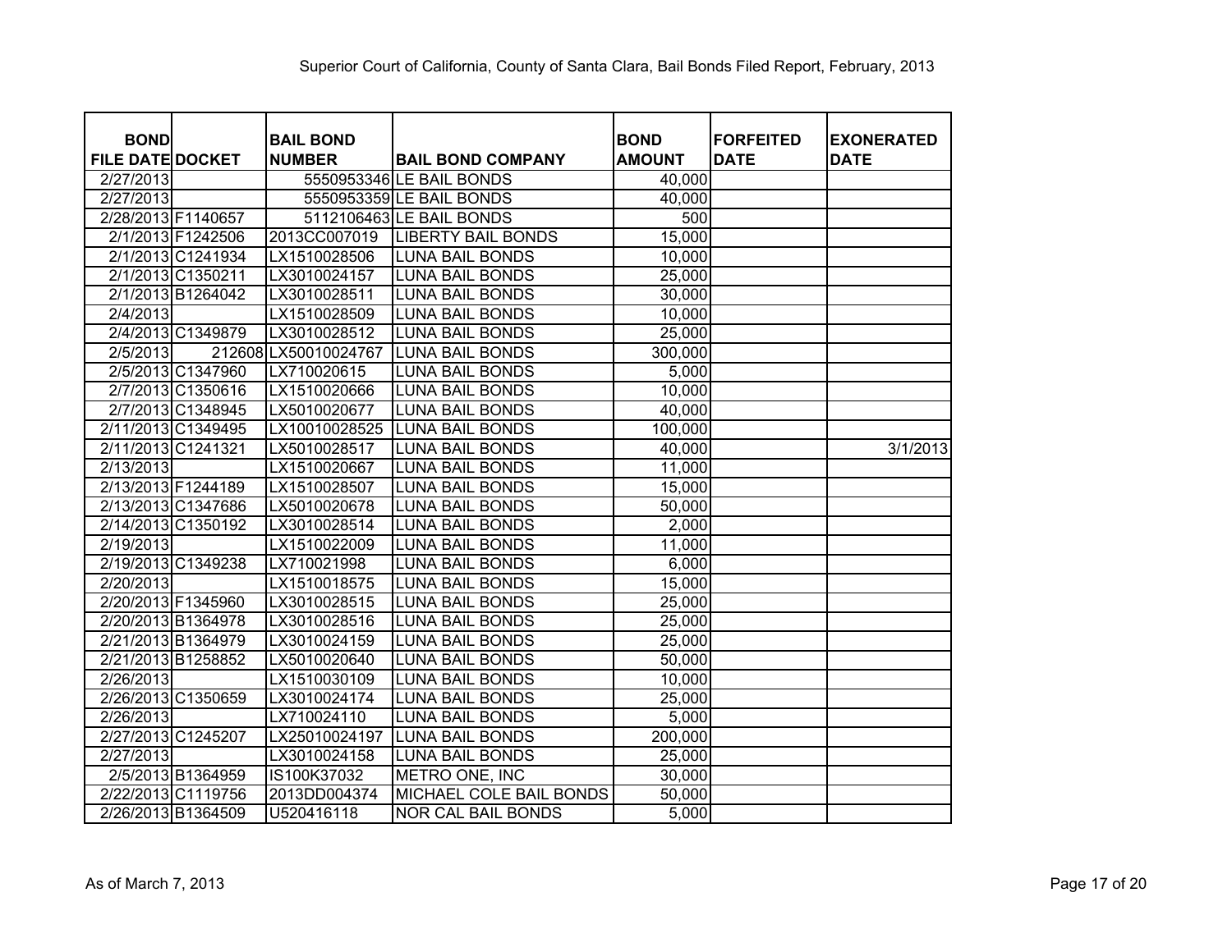Superior Court of California, County of Santa Clara, Bail Bonds Filed Report, February, 2013

| BOND FILE DATE | DOCKET | BAIL BOND NUMBER | BAIL BOND COMPANY | BOND AMOUNT | FORFEITED DATE | EXONERATED DATE |
|---|---|---|---|---|---|---|
| 2/27/2013 | | 5550953346 | LE BAIL BONDS | 40,000 | | |
| 2/27/2013 | | 5550953359 | LE BAIL BONDS | 40,000 | | |
| 2/28/2013 | F1140657 | 5112106463 | LE BAIL BONDS | 500 | | |
| 2/1/2013 | F1242506 | 2013CC007019 | LIBERTY BAIL BONDS | 15,000 | | |
| 2/1/2013 | C1241934 | LX1510028506 | LUNA BAIL BONDS | 10,000 | | |
| 2/1/2013 | C1350211 | LX3010024157 | LUNA BAIL BONDS | 25,000 | | |
| 2/1/2013 | B1264042 | LX3010028511 | LUNA BAIL BONDS | 30,000 | | |
| 2/4/2013 | | LX1510028509 | LUNA BAIL BONDS | 10,000 | | |
| 2/4/2013 | C1349879 | LX3010028512 | LUNA BAIL BONDS | 25,000 | | |
| 2/5/2013 | 212608 | LX50010024767 | LUNA BAIL BONDS | 300,000 | | |
| 2/5/2013 | C1347960 | LX710020615 | LUNA BAIL BONDS | 5,000 | | |
| 2/7/2013 | C1350616 | LX1510020666 | LUNA BAIL BONDS | 10,000 | | |
| 2/7/2013 | C1348945 | LX5010020677 | LUNA BAIL BONDS | 40,000 | | |
| 2/11/2013 | C1349495 | LX10010028525 | LUNA BAIL BONDS | 100,000 | | |
| 2/11/2013 | C1241321 | LX5010028517 | LUNA BAIL BONDS | 40,000 | | 3/1/2013 |
| 2/13/2013 | | LX1510020667 | LUNA BAIL BONDS | 11,000 | | |
| 2/13/2013 | F1244189 | LX1510028507 | LUNA BAIL BONDS | 15,000 | | |
| 2/13/2013 | C1347686 | LX5010020678 | LUNA BAIL BONDS | 50,000 | | |
| 2/14/2013 | C1350192 | LX3010028514 | LUNA BAIL BONDS | 2,000 | | |
| 2/19/2013 | | LX1510022009 | LUNA BAIL BONDS | 11,000 | | |
| 2/19/2013 | C1349238 | LX710021998 | LUNA BAIL BONDS | 6,000 | | |
| 2/20/2013 | | LX1510018575 | LUNA BAIL BONDS | 15,000 | | |
| 2/20/2013 | F1345960 | LX3010028515 | LUNA BAIL BONDS | 25,000 | | |
| 2/20/2013 | B1364978 | LX3010028516 | LUNA BAIL BONDS | 25,000 | | |
| 2/21/2013 | B1364979 | LX3010024159 | LUNA BAIL BONDS | 25,000 | | |
| 2/21/2013 | B1258852 | LX5010020640 | LUNA BAIL BONDS | 50,000 | | |
| 2/26/2013 | | LX1510030109 | LUNA BAIL BONDS | 10,000 | | |
| 2/26/2013 | C1350659 | LX3010024174 | LUNA BAIL BONDS | 25,000 | | |
| 2/26/2013 | | LX710024110 | LUNA BAIL BONDS | 5,000 | | |
| 2/27/2013 | C1245207 | LX25010024197 | LUNA BAIL BONDS | 200,000 | | |
| 2/27/2013 | | LX3010024158 | LUNA BAIL BONDS | 25,000 | | |
| 2/5/2013 | B1364959 | IS100K37032 | METRO ONE, INC | 30,000 | | |
| 2/22/2013 | C1119756 | 2013DD004374 | MICHAEL COLE BAIL BONDS | 50,000 | | |
| 2/26/2013 | B1364509 | U520416118 | NOR CAL BAIL BONDS | 5,000 | | |

As of March 7, 2013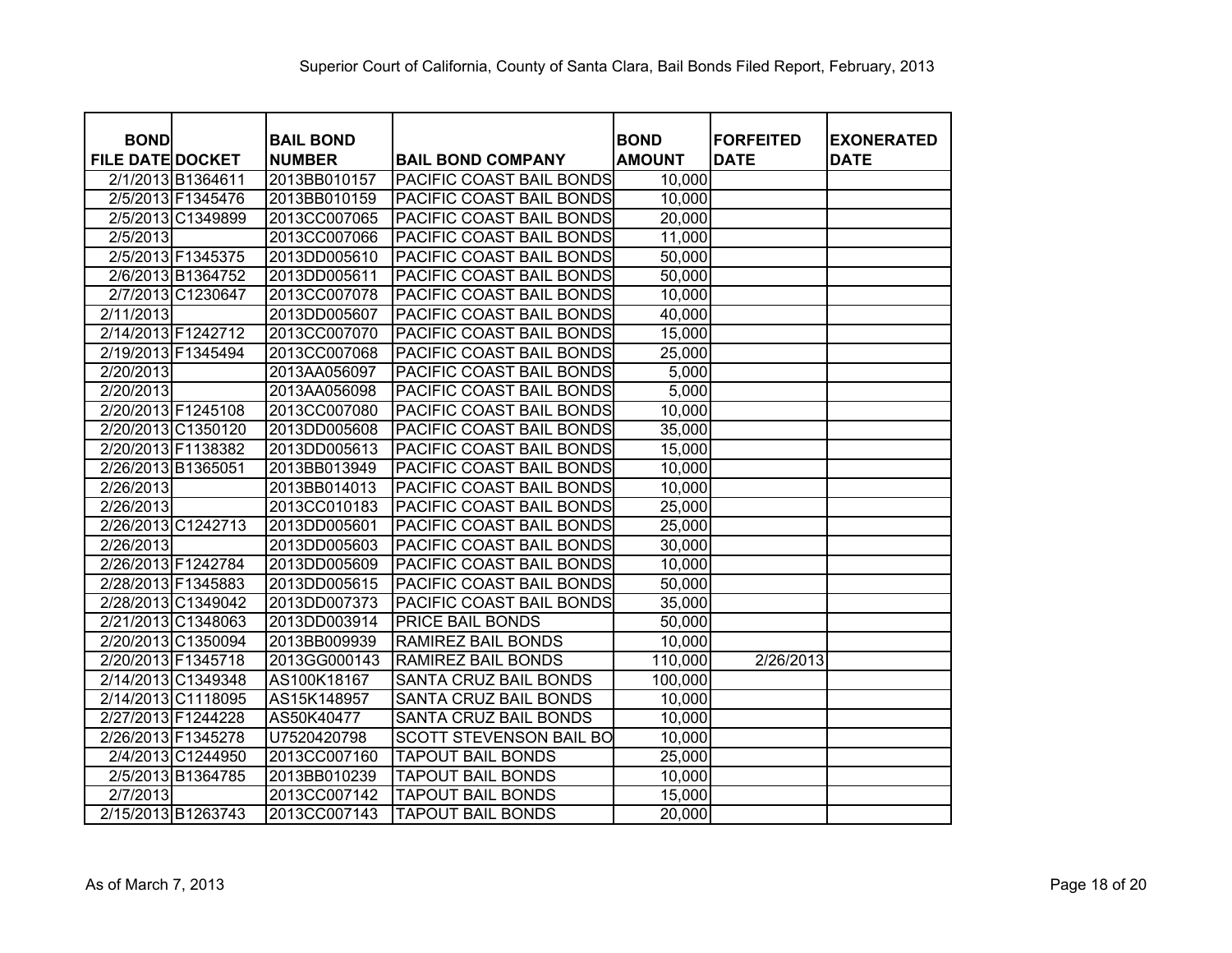Superior Court of California, County of Santa Clara, Bail Bonds Filed Report, February, 2013

| BOND FILE DATE | DOCKET | BAIL BOND NUMBER | BAIL BOND COMPANY | BOND AMOUNT | FORFEITED DATE | EXONERATED DATE |
|---|---|---|---|---|---|---|
| 2/1/2013 | B1364611 | 2013BB010157 | PACIFIC COAST BAIL BONDS | 10,000 | | |
| 2/5/2013 | F1345476 | 2013BB010159 | PACIFIC COAST BAIL BONDS | 10,000 | | |
| 2/5/2013 | C1349899 | 2013CC007065 | PACIFIC COAST BAIL BONDS | 20,000 | | |
| 2/5/2013 | | 2013CC007066 | PACIFIC COAST BAIL BONDS | 11,000 | | |
| 2/5/2013 | F1345375 | 2013DD005610 | PACIFIC COAST BAIL BONDS | 50,000 | | |
| 2/6/2013 | B1364752 | 2013DD005611 | PACIFIC COAST BAIL BONDS | 50,000 | | |
| 2/7/2013 | C1230647 | 2013CC007078 | PACIFIC COAST BAIL BONDS | 10,000 | | |
| 2/11/2013 | | 2013DD005607 | PACIFIC COAST BAIL BONDS | 40,000 | | |
| 2/14/2013 | F1242712 | 2013CC007070 | PACIFIC COAST BAIL BONDS | 15,000 | | |
| 2/19/2013 | F1345494 | 2013CC007068 | PACIFIC COAST BAIL BONDS | 25,000 | | |
| 2/20/2013 | | 2013AA056097 | PACIFIC COAST BAIL BONDS | 5,000 | | |
| 2/20/2013 | | 2013AA056098 | PACIFIC COAST BAIL BONDS | 5,000 | | |
| 2/20/2013 | F1245108 | 2013CC007080 | PACIFIC COAST BAIL BONDS | 10,000 | | |
| 2/20/2013 | C1350120 | 2013DD005608 | PACIFIC COAST BAIL BONDS | 35,000 | | |
| 2/20/2013 | F1138382 | 2013DD005613 | PACIFIC COAST BAIL BONDS | 15,000 | | |
| 2/26/2013 | B1365051 | 2013BB013949 | PACIFIC COAST BAIL BONDS | 10,000 | | |
| 2/26/2013 | | 2013BB014013 | PACIFIC COAST BAIL BONDS | 10,000 | | |
| 2/26/2013 | | 2013CC010183 | PACIFIC COAST BAIL BONDS | 25,000 | | |
| 2/26/2013 | C1242713 | 2013DD005601 | PACIFIC COAST BAIL BONDS | 25,000 | | |
| 2/26/2013 | | 2013DD005603 | PACIFIC COAST BAIL BONDS | 30,000 | | |
| 2/26/2013 | F1242784 | 2013DD005609 | PACIFIC COAST BAIL BONDS | 10,000 | | |
| 2/28/2013 | F1345883 | 2013DD005615 | PACIFIC COAST BAIL BONDS | 50,000 | | |
| 2/28/2013 | C1349042 | 2013DD007373 | PACIFIC COAST BAIL BONDS | 35,000 | | |
| 2/21/2013 | C1348063 | 2013DD003914 | PRICE BAIL BONDS | 50,000 | | |
| 2/20/2013 | C1350094 | 2013BB009939 | RAMIREZ BAIL BONDS | 10,000 | | |
| 2/20/2013 | F1345718 | 2013GG000143 | RAMIREZ BAIL BONDS | 110,000 | 2/26/2013 | |
| 2/14/2013 | C1349348 | AS100K18167 | SANTA CRUZ BAIL BONDS | 100,000 | | |
| 2/14/2013 | C1118095 | AS15K148957 | SANTA CRUZ BAIL BONDS | 10,000 | | |
| 2/27/2013 | F1244228 | AS50K40477 | SANTA CRUZ BAIL BONDS | 10,000 | | |
| 2/26/2013 | F1345278 | U7520420798 | SCOTT STEVENSON BAIL BO | 10,000 | | |
| 2/4/2013 | C1244950 | 2013CC007160 | TAPOUT BAIL BONDS | 25,000 | | |
| 2/5/2013 | B1364785 | 2013BB010239 | TAPOUT BAIL BONDS | 10,000 | | |
| 2/7/2013 | | 2013CC007142 | TAPOUT BAIL BONDS | 15,000 | | |
| 2/15/2013 | B1263743 | 2013CC007143 | TAPOUT BAIL BONDS | 20,000 | | |

As of March 7, 2013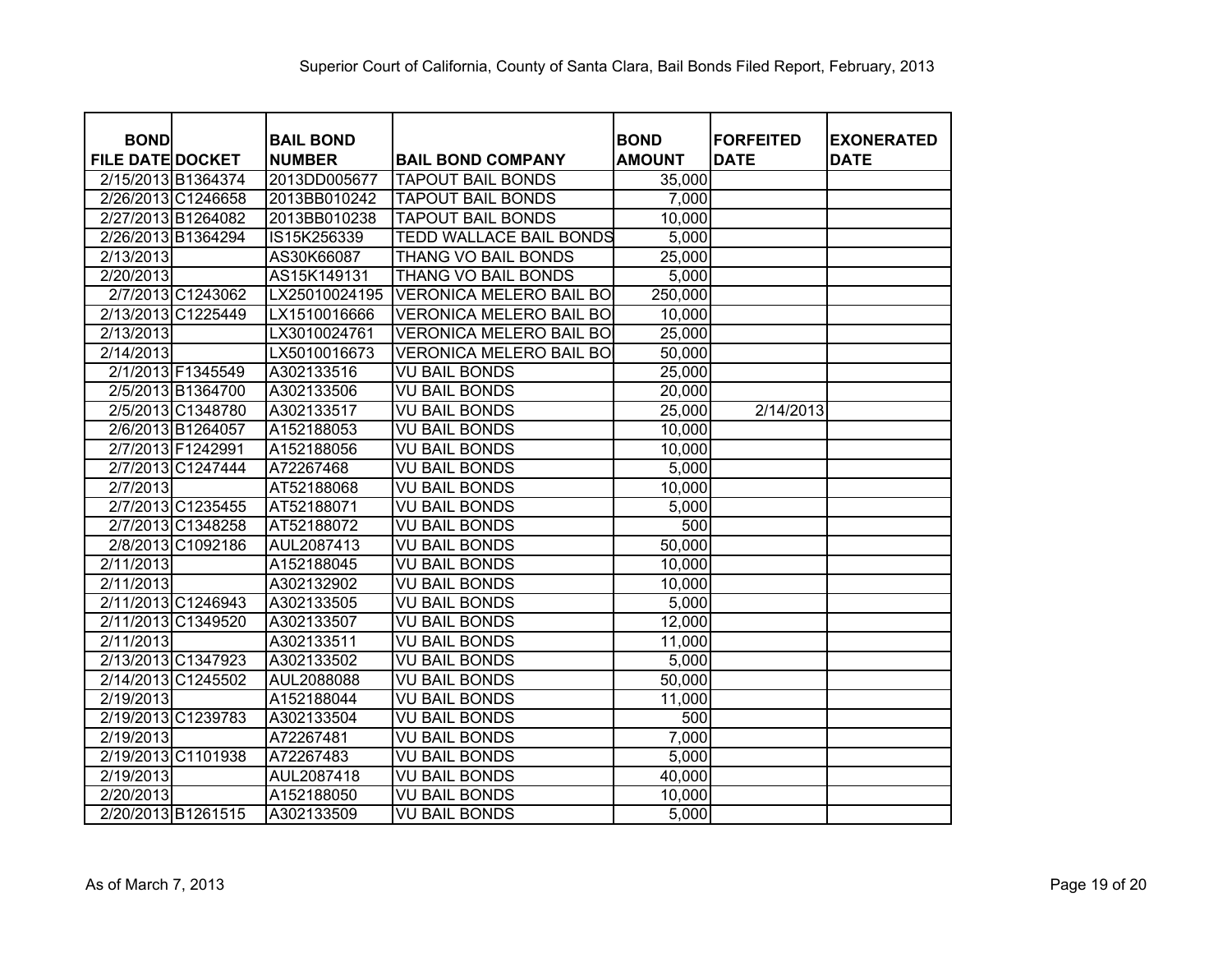Superior Court of California, County of Santa Clara, Bail Bonds Filed Report, February, 2013

| BOND FILE DATE | DOCKET | BAIL BOND NUMBER | BAIL BOND COMPANY | BOND AMOUNT | FORFEITED DATE | EXONERATED DATE |
|---|---|---|---|---|---|---|
| 2/15/2013 | B1364374 | 2013DD005677 | TAPOUT BAIL BONDS | 35,000 | | |
| 2/26/2013 | C1246658 | 2013BB010242 | TAPOUT BAIL BONDS | 7,000 | | |
| 2/27/2013 | B1264082 | 2013BB010238 | TAPOUT BAIL BONDS | 10,000 | | |
| 2/26/2013 | B1364294 | IS15K256339 | TEDD WALLACE BAIL BONDS | 5,000 | | |
| 2/13/2013 | | AS30K66087 | THANG VO BAIL BONDS | 25,000 | | |
| 2/20/2013 | | AS15K149131 | THANG VO BAIL BONDS | 5,000 | | |
| 2/7/2013 | C1243062 | LX25010024195 | VERONICA MELERO BAIL BO | 250,000 | | |
| 2/13/2013 | C1225449 | LX1510016666 | VERONICA MELERO BAIL BO | 10,000 | | |
| 2/13/2013 | | LX3010024761 | VERONICA MELERO BAIL BO | 25,000 | | |
| 2/14/2013 | | LX5010016673 | VERONICA MELERO BAIL BO | 50,000 | | |
| 2/1/2013 | F1345549 | A302133516 | VU BAIL BONDS | 25,000 | | |
| 2/5/2013 | B1364700 | A302133506 | VU BAIL BONDS | 20,000 | | |
| 2/5/2013 | C1348780 | A302133517 | VU BAIL BONDS | 25,000 | 2/14/2013 | |
| 2/6/2013 | B1264057 | A152188053 | VU BAIL BONDS | 10,000 | | |
| 2/7/2013 | F1242991 | A152188056 | VU BAIL BONDS | 10,000 | | |
| 2/7/2013 | C1247444 | A72267468 | VU BAIL BONDS | 5,000 | | |
| 2/7/2013 | | AT52188068 | VU BAIL BONDS | 10,000 | | |
| 2/7/2013 | C1235455 | AT52188071 | VU BAIL BONDS | 5,000 | | |
| 2/7/2013 | C1348258 | AT52188072 | VU BAIL BONDS | 500 | | |
| 2/8/2013 | C1092186 | AUL2087413 | VU BAIL BONDS | 50,000 | | |
| 2/11/2013 | | A152188045 | VU BAIL BONDS | 10,000 | | |
| 2/11/2013 | | A302132902 | VU BAIL BONDS | 10,000 | | |
| 2/11/2013 | C1246943 | A302133505 | VU BAIL BONDS | 5,000 | | |
| 2/11/2013 | C1349520 | A302133507 | VU BAIL BONDS | 12,000 | | |
| 2/11/2013 | | A302133511 | VU BAIL BONDS | 11,000 | | |
| 2/13/2013 | C1347923 | A302133502 | VU BAIL BONDS | 5,000 | | |
| 2/14/2013 | C1245502 | AUL2088088 | VU BAIL BONDS | 50,000 | | |
| 2/19/2013 | | A152188044 | VU BAIL BONDS | 11,000 | | |
| 2/19/2013 | C1239783 | A302133504 | VU BAIL BONDS | 500 | | |
| 2/19/2013 | | A72267481 | VU BAIL BONDS | 7,000 | | |
| 2/19/2013 | C1101938 | A72267483 | VU BAIL BONDS | 5,000 | | |
| 2/19/2013 | | AUL2087418 | VU BAIL BONDS | 40,000 | | |
| 2/20/2013 | | A152188050 | VU BAIL BONDS | 10,000 | | |
| 2/20/2013 | B1261515 | A302133509 | VU BAIL BONDS | 5,000 | | |

As of March 7, 2013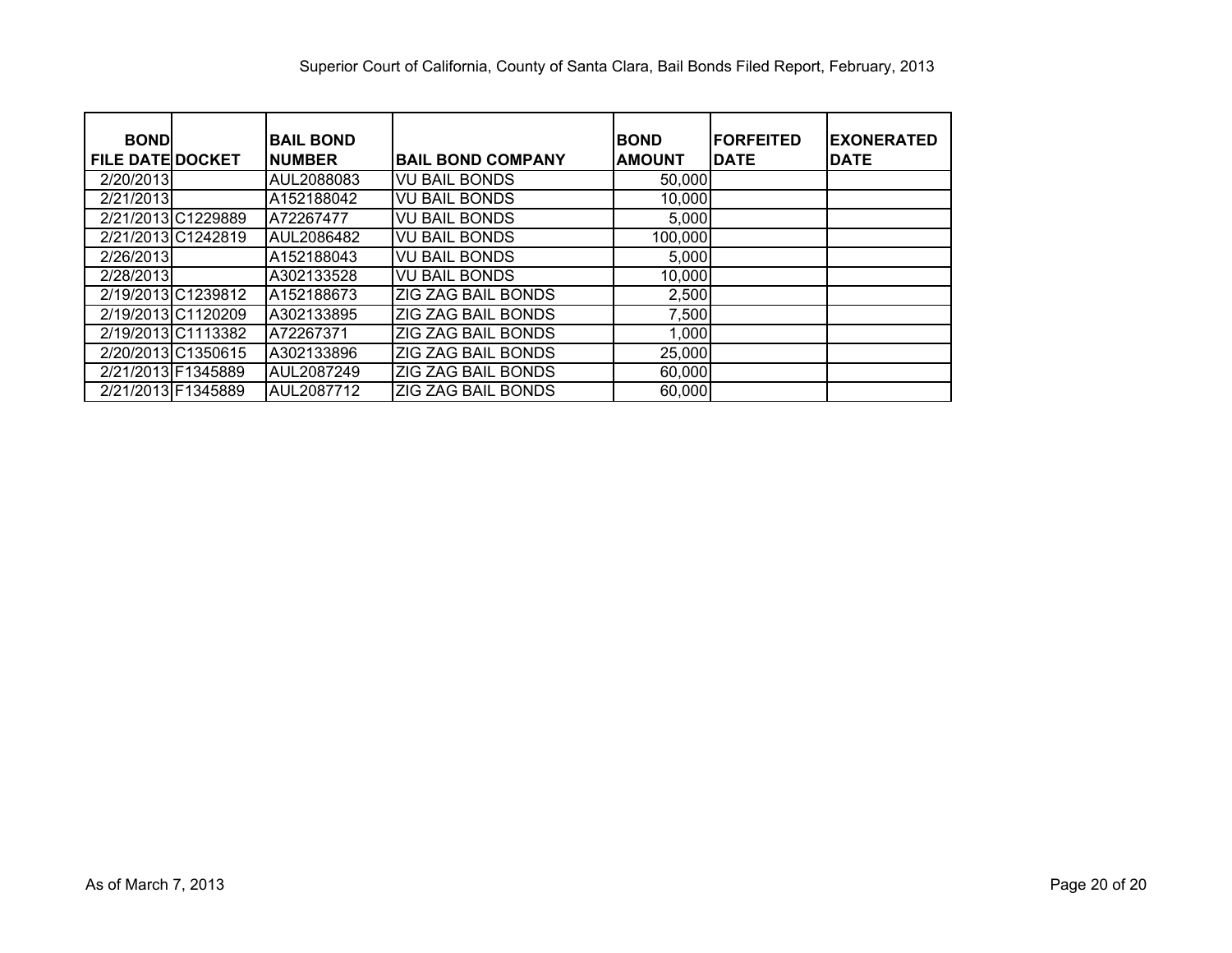| BOND FILE DATE | DOCKET | BAIL BOND NUMBER | BAIL BOND COMPANY | BOND AMOUNT | FORFEITED DATE | EXONERATED DATE |
|---|---|---|---|---|---|---|
| 2/20/2013 | | AUL2088083 | VU BAIL BONDS | 50,000 | | |
| 2/21/2013 | | A152188042 | VU BAIL BONDS | 10,000 | | |
| 2/21/2013 | C1229889 | A72267477 | VU BAIL BONDS | 5,000 | | |
| 2/21/2013 | C1242819 | AUL2086482 | VU BAIL BONDS | 100,000 | | |
| 2/26/2013 | | A152188043 | VU BAIL BONDS | 5,000 | | |
| 2/28/2013 | | A302133528 | VU BAIL BONDS | 10,000 | | |
| 2/19/2013 | C1239812 | A152188673 | ZIG ZAG BAIL BONDS | 2,500 | | |
| 2/19/2013 | C1120209 | A302133895 | ZIG ZAG BAIL BONDS | 7,500 | | |
| 2/19/2013 | C1113382 | A72267371 | ZIG ZAG BAIL BONDS | 1,000 | | |
| 2/20/2013 | C1350615 | A302133896 | ZIG ZAG BAIL BONDS | 25,000 | | |
| 2/21/2013 | F1345889 | AUL2087249 | ZIG ZAG BAIL BONDS | 60,000 | | |
| 2/21/2013 | F1345889 | AUL2087712 | ZIG ZAG BAIL BONDS | 60,000 | | |

As of March 7, 2013